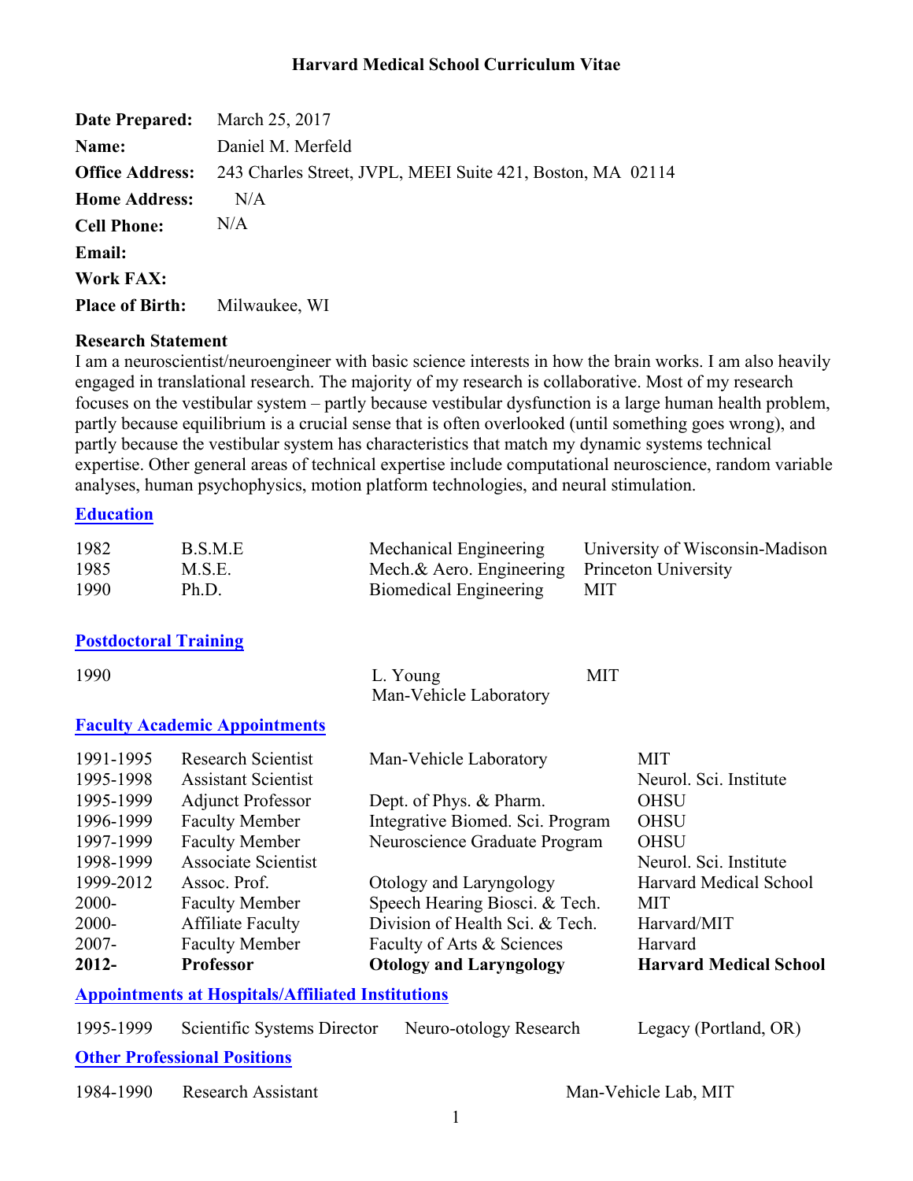# Harvard Medical School Curriculum Vitae

**Date Prepared:** March 25, 2017
**Name:** Daniel M. Merfeld
**Office Address:** 243 Charles Street, JVPL, MEEI Suite 421, Boston, MA 02114
**Home Address:** N/A
**Cell Phone:** N/A
**Email:**
**Work FAX:**
**Place of Birth:** Milwaukee, WI

**Research Statement**

I am a neuroscientist/neuroengineer with basic science interests in how the brain works. I am also heavily engaged in translational research. The majority of my research is collaborative. Most of my research focuses on the vestibular system – partly because vestibular dysfunction is a large human health problem, partly because equilibrium is a crucial sense that is often overlooked (until something goes wrong), and partly because the vestibular system has characteristics that match my dynamic systems technical expertise. Other general areas of technical expertise include computational neuroscience, random variable analyses, human psychophysics, motion platform technologies, and neural stimulation.

## Education

| | | | |
|---|---|---|---|
| 1982 | B.S.M.E | Mechanical Engineering | University of Wisconsin-Madison |
| 1985 | M.S.E. | Mech.& Aero. Engineering | Princeton University |
| 1990 | Ph.D. | Biomedical Engineering | MIT |

## Postdoctoral Training

| | | |
|---|---|---|
| 1990 | L. Young<br>Man-Vehicle Laboratory | MIT |

## Faculty Academic Appointments

| | | | |
|---|---|---|---|
| 1991-1995 | Research Scientist | Man-Vehicle Laboratory | MIT |
| 1995-1998 | Assistant Scientist | | Neurol. Sci. Institute |
| 1995-1999 | Adjunct Professor | Dept. of Phys. & Pharm. | OHSU |
| 1996-1999 | Faculty Member | Integrative Biomed. Sci. Program | OHSU |
| 1997-1999 | Faculty Member | Neuroscience Graduate Program | OHSU |
| 1998-1999 | Associate Scientist | | Neurol. Sci. Institute |
| 1999-2012 | Assoc. Prof. | Otology and Laryngology | Harvard Medical School |
| 2000- | Faculty Member | Speech Hearing Biosci. & Tech. | MIT |
| 2000- | Affiliate Faculty | Division of Health Sci. & Tech. | Harvard/MIT |
| 2007- | Faculty Member | Faculty of Arts & Sciences | Harvard |
| **2012-** | **Professor** | **Otology and Laryngology** | **Harvard Medical School** |

## Appointments at Hospitals/Affiliated Institutions

| | | | |
|---|---|---|---|
| 1995-1999 | Scientific Systems Director | Neuro-otology Research | Legacy (Portland, OR) |

## Other Professional Positions

| | | |
|---|---|---|
| 1984-1990 | Research Assistant | Man-Vehicle Lab, MIT |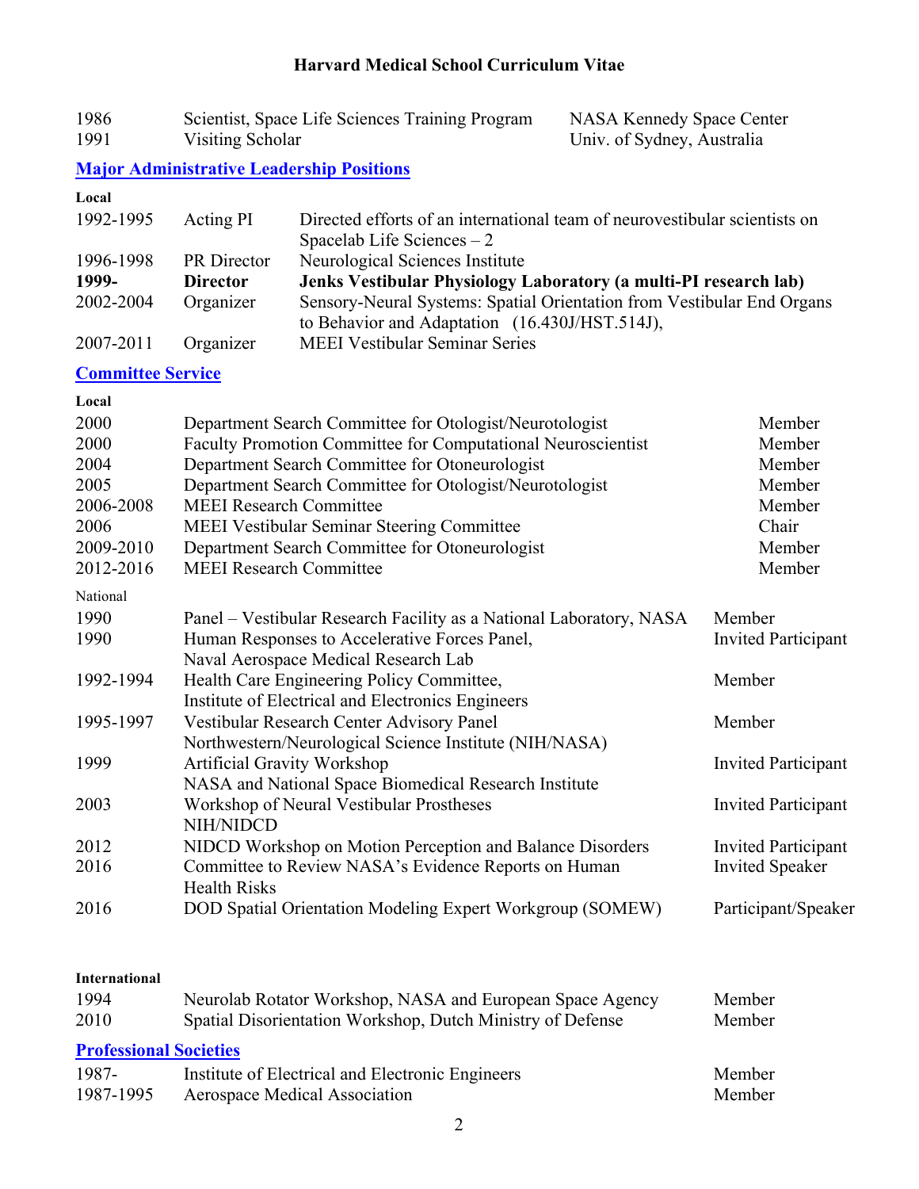| | | |
|---|---|---|
| 1986 | Scientist, Space Life Sciences Training Program | NASA Kennedy Space Center |
| 1991 | Visiting Scholar | Univ. of Sydney, Australia |

## Major Administrative Leadership Positions

**Local**

| | | |
|---|---|---|
| 1992-1995 | Acting PI | Directed efforts of an international team of neurovestibular scientists on Spacelab Life Sciences – 2 |
| 1996-1998 | PR Director | Neurological Sciences Institute |
| **1999-** | **Director** | **Jenks Vestibular Physiology Laboratory (a multi-PI research lab)** |
| 2002-2004 | Organizer | Sensory-Neural Systems: Spatial Orientation from Vestibular End Organs to Behavior and Adaptation (16.430J/HST.514J), |
| 2007-2011 | Organizer | MEEI Vestibular Seminar Series |

## Committee Service

**Local**

| | | |
|---|---|---|
| 2000 | Department Search Committee for Otologist/Neurotologist | Member |
| 2000 | Faculty Promotion Committee for Computational Neuroscientist | Member |
| 2004 | Department Search Committee for Otoneurologist | Member |
| 2005 | Department Search Committee for Otologist/Neurotologist | Member |
| 2006-2008 | MEEI Research Committee | Member |
| 2006 | MEEI Vestibular Seminar Steering Committee | Chair |
| 2009-2010 | Department Search Committee for Otoneurologist | Member |
| 2012-2016 | MEEI Research Committee | Member |

National

| | | |
|---|---|---|
| 1990 | Panel – Vestibular Research Facility as a National Laboratory, NASA | Member |
| 1990 | Human Responses to Accelerative Forces Panel, Naval Aerospace Medical Research Lab | Invited Participant |
| 1992-1994 | Health Care Engineering Policy Committee, Institute of Electrical and Electronics Engineers | Member |
| 1995-1997 | Vestibular Research Center Advisory Panel Northwestern/Neurological Science Institute (NIH/NASA) | Member |
| 1999 | Artificial Gravity Workshop NASA and National Space Biomedical Research Institute | Invited Participant |
| 2003 | Workshop of Neural Vestibular Prostheses NIH/NIDCD | Invited Participant |
| 2012 | NIDCD Workshop on Motion Perception and Balance Disorders | Invited Participant |
| 2016 | Committee to Review NASA's Evidence Reports on Human Health Risks | Invited Speaker |
| 2016 | DOD Spatial Orientation Modeling Expert Workgroup (SOMEW) | Participant/Speaker |

**International**

| | | |
|---|---|---|
| 1994 | Neurolab Rotator Workshop, NASA and European Space Agency | Member |
| 2010 | Spatial Disorientation Workshop, Dutch Ministry of Defense | Member |

## Professional Societies

| | | |
|---|---|---|
| 1987- | Institute of Electrical and Electronic Engineers | Member |
| 1987-1995 | Aerospace Medical Association | Member |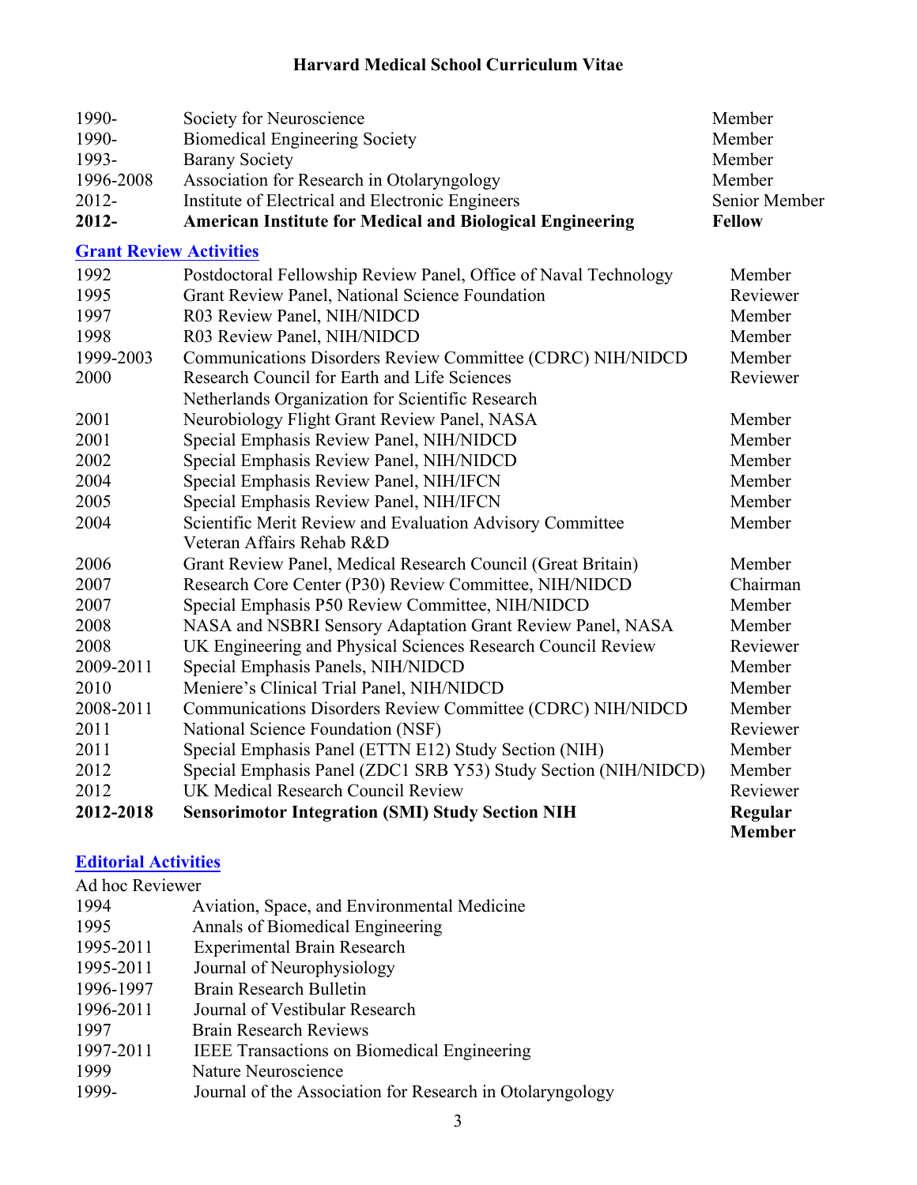| | | |
|---|---|---|
| 1990- | Society for Neuroscience | Member |
| 1990- | Biomedical Engineering Society | Member |
| 1993- | Barany Society | Member |
| 1996-2008 | Association for Research in Otolaryngology | Member |
| 2012- | Institute of Electrical and Electronic Engineers | Senior Member |
| **2012-** | **American Institute for Medical and Biological Engineering** | **Fellow** |

## Grant Review Activities

| | | |
|---|---|---|
| 1992 | Postdoctoral Fellowship Review Panel, Office of Naval Technology | Member |
| 1995 | Grant Review Panel, National Science Foundation | Reviewer |
| 1997 | R03 Review Panel, NIH/NIDCD | Member |
| 1998 | R03 Review Panel, NIH/NIDCD | Member |
| 1999-2003 | Communications Disorders Review Committee (CDRC) NIH/NIDCD | Member |
| 2000 | Research Council for Earth and Life Sciences Netherlands Organization for Scientific Research | Reviewer |
| 2001 | Neurobiology Flight Grant Review Panel, NASA | Member |
| 2001 | Special Emphasis Review Panel, NIH/NIDCD | Member |
| 2002 | Special Emphasis Review Panel, NIH/NIDCD | Member |
| 2004 | Special Emphasis Review Panel, NIH/IFCN | Member |
| 2005 | Special Emphasis Review Panel, NIH/IFCN | Member |
| 2004 | Scientific Merit Review and Evaluation Advisory Committee Veteran Affairs Rehab R&D | Member |
| 2006 | Grant Review Panel, Medical Research Council (Great Britain) | Member |
| 2007 | Research Core Center (P30) Review Committee, NIH/NIDCD | Chairman |
| 2007 | Special Emphasis P50 Review Committee, NIH/NIDCD | Member |
| 2008 | NASA and NSBRI Sensory Adaptation Grant Review Panel, NASA | Member |
| 2008 | UK Engineering and Physical Sciences Research Council Review | Reviewer |
| 2009-2011 | Special Emphasis Panels, NIH/NIDCD | Member |
| 2010 | Meniere's Clinical Trial Panel, NIH/NIDCD | Member |
| 2008-2011 | Communications Disorders Review Committee (CDRC) NIH/NIDCD | Member |
| 2011 | National Science Foundation (NSF) | Reviewer |
| 2011 | Special Emphasis Panel (ETTN E12) Study Section (NIH) | Member |
| 2012 | Special Emphasis Panel (ZDC1 SRB Y53) Study Section (NIH/NIDCD) | Member |
| 2012 | UK Medical Research Council Review | Reviewer |
| **2012-2018** | **Sensorimotor Integration (SMI) Study Section NIH** | **Regular Member** |

## Editorial Activities

Ad hoc Reviewer

| | |
|---|---|
| 1994 | Aviation, Space, and Environmental Medicine |
| 1995 | Annals of Biomedical Engineering |
| 1995-2011 | Experimental Brain Research |
| 1995-2011 | Journal of Neurophysiology |
| 1996-1997 | Brain Research Bulletin |
| 1996-2011 | Journal of Vestibular Research |
| 1997 | Brain Research Reviews |
| 1997-2011 | IEEE Transactions on Biomedical Engineering |
| 1999 | Nature Neuroscience |
| 1999- | Journal of the Association for Research in Otolaryngology |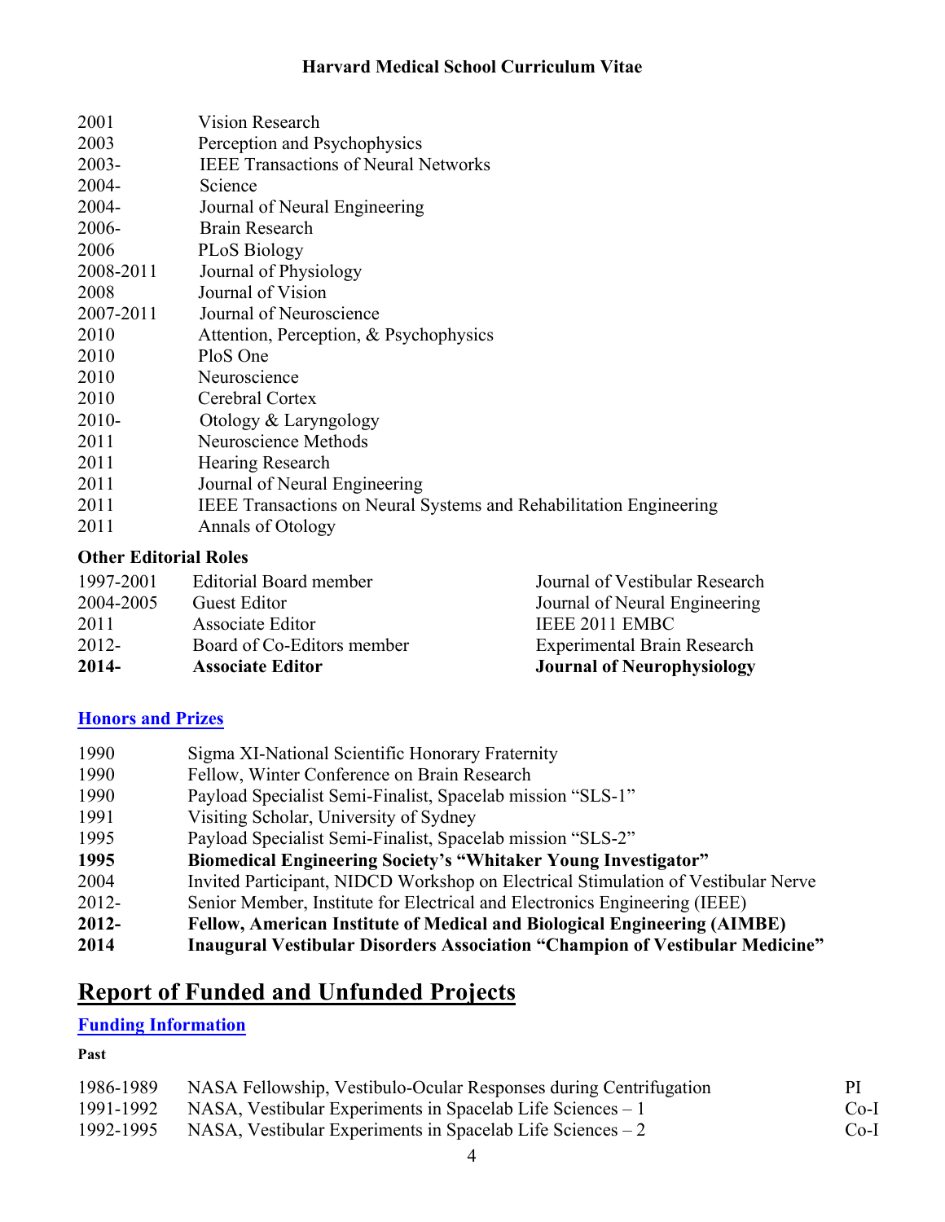| | |
|---|---|
| 2001 | Vision Research |
| 2003 | Perception and Psychophysics |
| 2003- | IEEE Transactions of Neural Networks |
| 2004- | Science |
| 2004- | Journal of Neural Engineering |
| 2006- | Brain Research |
| 2006 | PLoS Biology |
| 2008-2011 | Journal of Physiology |
| 2008 | Journal of Vision |
| 2007-2011 | Journal of Neuroscience |
| 2010 | Attention, Perception, & Psychophysics |
| 2010 | PloS One |
| 2010 | Neuroscience |
| 2010 | Cerebral Cortex |
| 2010- | Otology & Laryngology |
| 2011 | Neuroscience Methods |
| 2011 | Hearing Research |
| 2011 | Journal of Neural Engineering |
| 2011 | IEEE Transactions on Neural Systems and Rehabilitation Engineering |
| 2011 | Annals of Otology |

### Other Editorial Roles

| | | |
|---|---|---|
| 1997-2001 | Editorial Board member | Journal of Vestibular Research |
| 2004-2005 | Guest Editor | Journal of Neural Engineering |
| 2011 | Associate Editor | IEEE 2011 EMBC |
| 2012- | Board of Co-Editors member | Experimental Brain Research |
| **2014-** | **Associate Editor** | **Journal of Neurophysiology** |

## Honors and Prizes

| | |
|---|---|
| 1990 | Sigma XI-National Scientific Honorary Fraternity |
| 1990 | Fellow, Winter Conference on Brain Research |
| 1990 | Payload Specialist Semi-Finalist, Spacelab mission "SLS-1" |
| 1991 | Visiting Scholar, University of Sydney |
| 1995 | Payload Specialist Semi-Finalist, Spacelab mission "SLS-2" |
| **1995** | **Biomedical Engineering Society's "Whitaker Young Investigator"** |
| 2004 | Invited Participant, NIDCD Workshop on Electrical Stimulation of Vestibular Nerve |
| 2012- | Senior Member, Institute for Electrical and Electronics Engineering (IEEE) |
| **2012-** | **Fellow, American Institute of Medical and Biological Engineering (AIMBE)** |
| **2014** | **Inaugural Vestibular Disorders Association "Champion of Vestibular Medicine"** |

# Report of Funded and Unfunded Projects

## Funding Information

**Past**

| | | |
|---|---|---|
| 1986-1989 | NASA Fellowship, Vestibulo-Ocular Responses during Centrifugation | PI |
| 1991-1992 | NASA, Vestibular Experiments in Spacelab Life Sciences – 1 | Co-I |
| 1992-1995 | NASA, Vestibular Experiments in Spacelab Life Sciences – 2 | Co-I |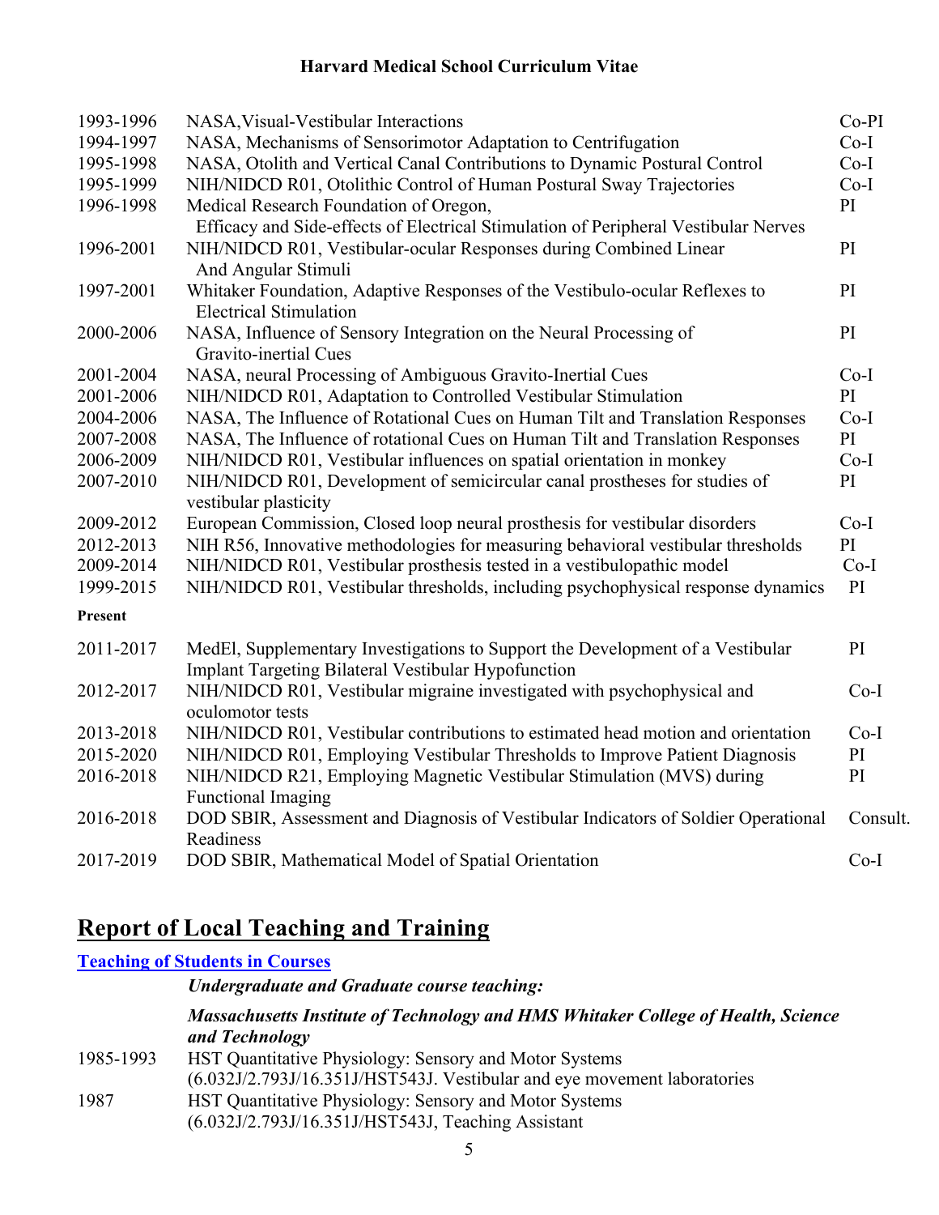| | | |
|---|---|---|
| 1993-1996 | NASA,Visual-Vestibular Interactions | Co-PI |
| 1994-1997 | NASA, Mechanisms of Sensorimotor Adaptation to Centrifugation | Co-I |
| 1995-1998 | NASA, Otolith and Vertical Canal Contributions to Dynamic Postural Control | Co-I |
| 1995-1999 | NIH/NIDCD R01, Otolithic Control of Human Postural Sway Trajectories | Co-I |
| 1996-1998 | Medical Research Foundation of Oregon, Efficacy and Side-effects of Electrical Stimulation of Peripheral Vestibular Nerves | PI |
| 1996-2001 | NIH/NIDCD R01, Vestibular-ocular Responses during Combined Linear And Angular Stimuli | PI |
| 1997-2001 | Whitaker Foundation, Adaptive Responses of the Vestibulo-ocular Reflexes to Electrical Stimulation | PI |
| 2000-2006 | NASA, Influence of Sensory Integration on the Neural Processing of Gravito-inertial Cues | PI |
| 2001-2004 | NASA, neural Processing of Ambiguous Gravito-Inertial Cues | Co-I |
| 2001-2006 | NIH/NIDCD R01, Adaptation to Controlled Vestibular Stimulation | PI |
| 2004-2006 | NASA, The Influence of Rotational Cues on Human Tilt and Translation Responses | Co-I |
| 2007-2008 | NASA, The Influence of rotational Cues on Human Tilt and Translation Responses | PI |
| 2006-2009 | NIH/NIDCD R01, Vestibular influences on spatial orientation in monkey | Co-I |
| 2007-2010 | NIH/NIDCD R01, Development of semicircular canal prostheses for studies of vestibular plasticity | PI |
| 2009-2012 | European Commission, Closed loop neural prosthesis for vestibular disorders | Co-I |
| 2012-2013 | NIH R56, Innovative methodologies for measuring behavioral vestibular thresholds | PI |
| 2009-2014 | NIH/NIDCD R01, Vestibular prosthesis tested in a vestibulopathic model | Co-I |
| 1999-2015 | NIH/NIDCD R01, Vestibular thresholds, including psychophysical response dynamics | PI |

**Present**

| | | |
|---|---|---|
| 2011-2017 | MedEl, Supplementary Investigations to Support the Development of a Vestibular Implant Targeting Bilateral Vestibular Hypofunction | PI |
| 2012-2017 | NIH/NIDCD R01, Vestibular migraine investigated with psychophysical and oculomotor tests | Co-I |
| 2013-2018 | NIH/NIDCD R01, Vestibular contributions to estimated head motion and orientation | Co-I |
| 2015-2020 | NIH/NIDCD R01, Employing Vestibular Thresholds to Improve Patient Diagnosis | PI |
| 2016-2018 | NIH/NIDCD R21, Employing Magnetic Vestibular Stimulation (MVS) during Functional Imaging | PI |
| 2016-2018 | DOD SBIR, Assessment and Diagnosis of Vestibular Indicators of Soldier Operational Readiness | Consult. |
| 2017-2019 | DOD SBIR, Mathematical Model of Spatial Orientation | Co-I |

## Report of Local Teaching and Training

### Teaching of Students in Courses

***Undergraduate and Graduate course teaching:***

***Massachusetts Institute of Technology and HMS Whitaker College of Health, Science and Technology***

| | |
|---|---|
| 1985-1993 | HST Quantitative Physiology: Sensory and Motor Systems (6.032J/2.793J/16.351J/HST543J. Vestibular and eye movement laboratories |
| 1987 | HST Quantitative Physiology: Sensory and Motor Systems (6.032J/2.793J/16.351J/HST543J, Teaching Assistant |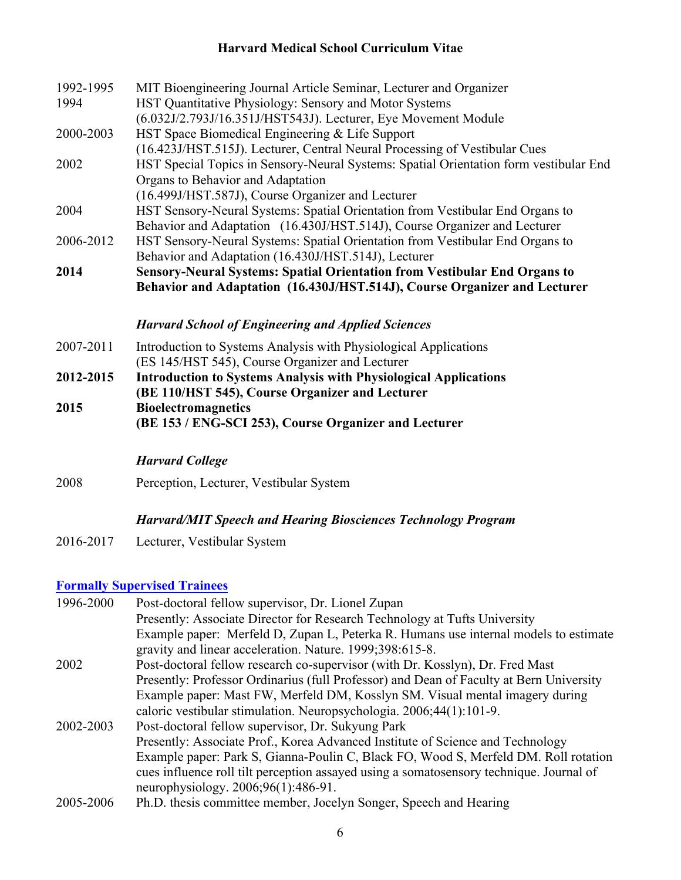1992-1995 MIT Bioengineering Journal Article Seminar, Lecturer and Organizer

1994 HST Quantitative Physiology: Sensory and Motor Systems (6.032J/2.793J/16.351J/HST543J). Lecturer, Eye Movement Module

2000-2003 HST Space Biomedical Engineering & Life Support (16.423J/HST.515J). Lecturer, Central Neural Processing of Vestibular Cues

2002 HST Special Topics in Sensory-Neural Systems: Spatial Orientation form vestibular End Organs to Behavior and Adaptation (16.499J/HST.587J), Course Organizer and Lecturer

2004 HST Sensory-Neural Systems: Spatial Orientation from Vestibular End Organs to Behavior and Adaptation (16.430J/HST.514J), Course Organizer and Lecturer

2006-2012 HST Sensory-Neural Systems: Spatial Orientation from Vestibular End Organs to Behavior and Adaptation (16.430J/HST.514J), Lecturer

**2014 Sensory-Neural Systems: Spatial Orientation from Vestibular End Organs to Behavior and Adaptation (16.430J/HST.514J), Course Organizer and Lecturer**

***Harvard School of Engineering and Applied Sciences***

2007-2011 Introduction to Systems Analysis with Physiological Applications (ES 145/HST 545), Course Organizer and Lecturer

**2012-2015 Introduction to Systems Analysis with Physiological Applications (BE 110/HST 545), Course Organizer and Lecturer**

**2015 Bioelectromagnetics (BE 153 / ENG-SCI 253), Course Organizer and Lecturer**

***Harvard College***

2008 Perception, Lecturer, Vestibular System

***Harvard/MIT Speech and Hearing Biosciences Technology Program***

2016-2017 Lecturer, Vestibular System

## Formally Supervised Trainees

1996-2000 Post-doctoral fellow supervisor, Dr. Lionel Zupan
Presently: Associate Director for Research Technology at Tufts University
Example paper: Merfeld D, Zupan L, Peterka R. Humans use internal models to estimate gravity and linear acceleration. Nature. 1999;398:615-8.

2002 Post-doctoral fellow research co-supervisor (with Dr. Kosslyn), Dr. Fred Mast
Presently: Professor Ordinarius (full Professor) and Dean of Faculty at Bern University
Example paper: Mast FW, Merfeld DM, Kosslyn SM. Visual mental imagery during caloric vestibular stimulation. Neuropsychologia. 2006;44(1):101-9.

2002-2003 Post-doctoral fellow supervisor, Dr. Sukyung Park
Presently: Associate Prof., Korea Advanced Institute of Science and Technology
Example paper: Park S, Gianna-Poulin C, Black FO, Wood S, Merfeld DM. Roll rotation cues influence roll tilt perception assayed using a somatosensory technique. Journal of neurophysiology. 2006;96(1):486-91.

2005-2006 Ph.D. thesis committee member, Jocelyn Songer, Speech and Hearing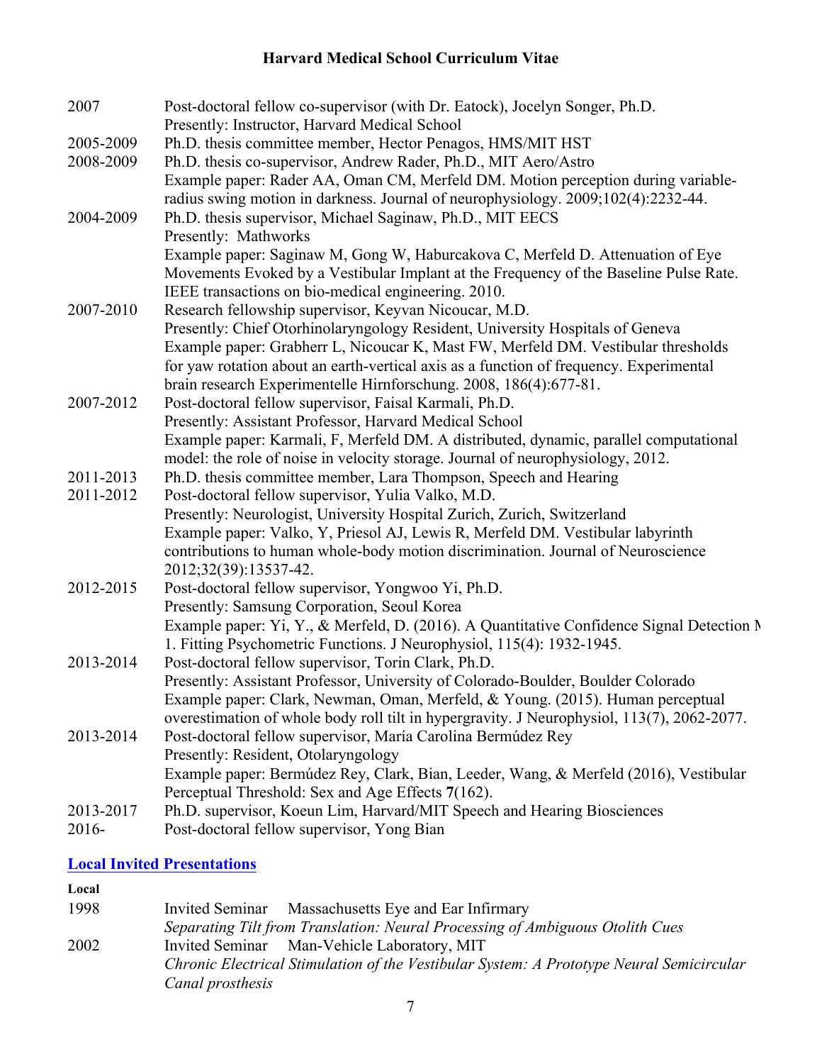| | |
|---|---|
| 2007 | Post-doctoral fellow co-supervisor (with Dr. Eatock), Jocelyn Songer, Ph.D.<br>Presently: Instructor, Harvard Medical School |
| 2005-2009 | Ph.D. thesis committee member, Hector Penagos, HMS/MIT HST |
| 2008-2009 | Ph.D. thesis co-supervisor, Andrew Rader, Ph.D., MIT Aero/Astro<br>Example paper: Rader AA, Oman CM, Merfeld DM. Motion perception during variable-radius swing motion in darkness. Journal of neurophysiology. 2009;102(4):2232-44. |
| 2004-2009 | Ph.D. thesis supervisor, Michael Saginaw, Ph.D., MIT EECS<br>Presently: Mathworks<br>Example paper: Saginaw M, Gong W, Haburcakova C, Merfeld D. Attenuation of Eye Movements Evoked by a Vestibular Implant at the Frequency of the Baseline Pulse Rate. IEEE transactions on bio-medical engineering. 2010. |
| 2007-2010 | Research fellowship supervisor, Keyvan Nicoucar, M.D.<br>Presently: Chief Otorhinolaryngology Resident, University Hospitals of Geneva<br>Example paper: Grabherr L, Nicoucar K, Mast FW, Merfeld DM. Vestibular thresholds for yaw rotation about an earth-vertical axis as a function of frequency. Experimental brain research Experimentelle Hirnforschung. 2008, 186(4):677-81. |
| 2007-2012 | Post-doctoral fellow supervisor, Faisal Karmali, Ph.D.<br>Presently: Assistant Professor, Harvard Medical School<br>Example paper: Karmali, F, Merfeld DM. A distributed, dynamic, parallel computational model: the role of noise in velocity storage. Journal of neurophysiology, 2012. |
| 2011-2013 | Ph.D. thesis committee member, Lara Thompson, Speech and Hearing |
| 2011-2012 | Post-doctoral fellow supervisor, Yulia Valko, M.D.<br>Presently: Neurologist, University Hospital Zurich, Zurich, Switzerland<br>Example paper: Valko, Y, Priesol AJ, Lewis R, Merfeld DM. Vestibular labyrinth contributions to human whole-body motion discrimination. Journal of Neuroscience 2012;32(39):13537-42. |
| 2012-2015 | Post-doctoral fellow supervisor, Yongwoo Yi, Ph.D.<br>Presently: Samsung Corporation, Seoul Korea<br>Example paper: Yi, Y., & Merfeld, D. (2016). A Quantitative Confidence Signal Detection N 1. Fitting Psychometric Functions. J Neurophysiol, 115(4): 1932-1945. |
| 2013-2014 | Post-doctoral fellow supervisor, Torin Clark, Ph.D.<br>Presently: Assistant Professor, University of Colorado-Boulder, Boulder Colorado<br>Example paper: Clark, Newman, Oman, Merfeld, & Young. (2015). Human perceptual overestimation of whole body roll tilt in hypergravity. J Neurophysiol, 113(7), 2062-2077. |
| 2013-2014 | Post-doctoral fellow supervisor, María Carolina Bermúdez Rey<br>Presently: Resident, Otolaryngology<br>Example paper: Bermúdez Rey, Clark, Bian, Leeder, Wang, & Merfeld (2016), Vestibular Perceptual Threshold: Sex and Age Effects **7**(162). |
| 2013-2017 | Ph.D. supervisor, Koeun Lim, Harvard/MIT Speech and Hearing Biosciences |
| 2016- | Post-doctoral fellow supervisor, Yong Bian |

## Local Invited Presentations

**Local**

| | |
|---|---|
| 1998 | Invited Seminar Massachusetts Eye and Ear Infirmary<br>*Separating Tilt from Translation: Neural Processing of Ambiguous Otolith Cues* |
| 2002 | Invited Seminar Man-Vehicle Laboratory, MIT<br>*Chronic Electrical Stimulation of the Vestibular System: A Prototype Neural Semicircular Canal prosthesis* |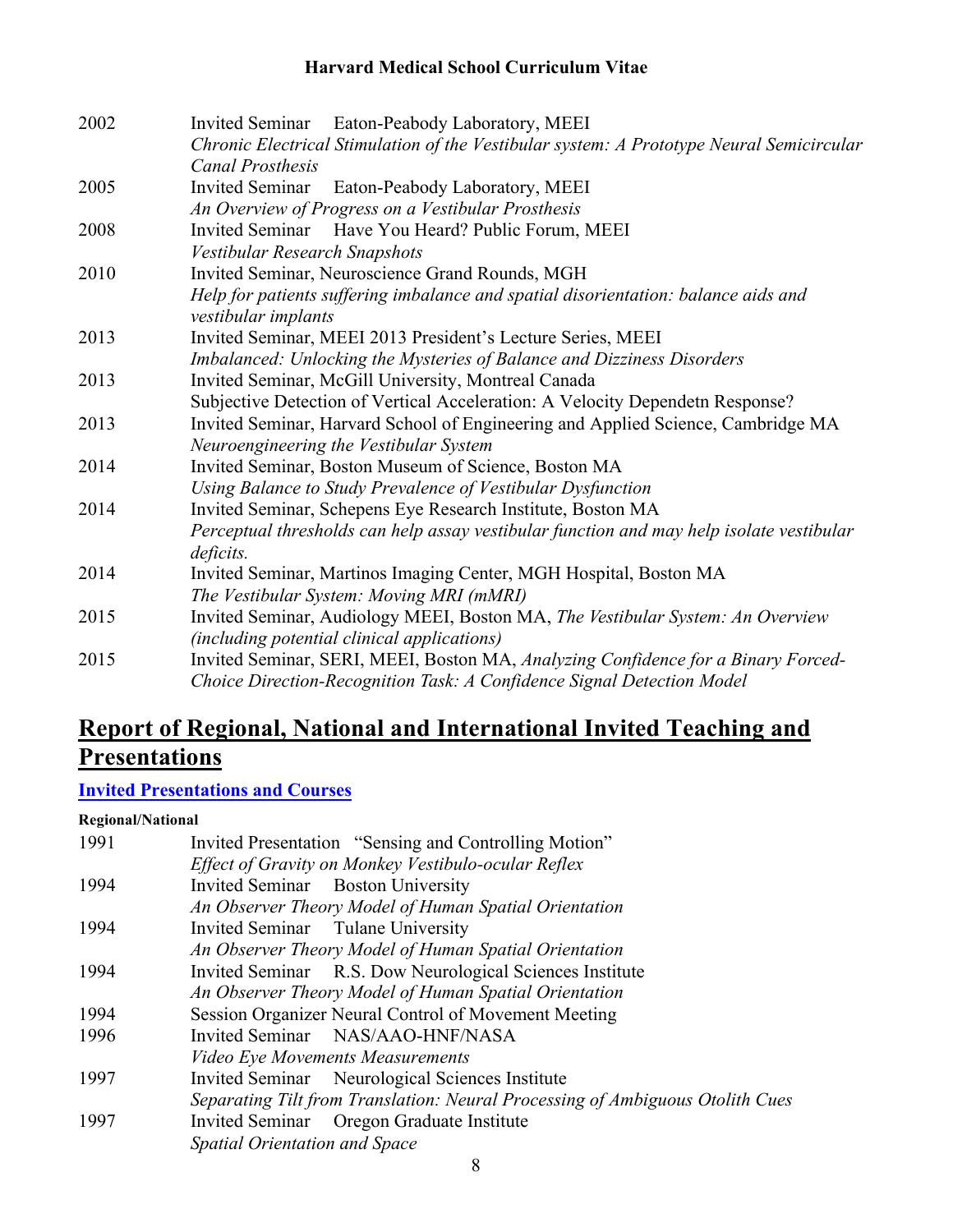| | |
|---|---|
| 2002 | Invited Seminar Eaton-Peabody Laboratory, MEEI<br>*Chronic Electrical Stimulation of the Vestibular system: A Prototype Neural Semicircular Canal Prosthesis* |
| 2005 | Invited Seminar Eaton-Peabody Laboratory, MEEI<br>*An Overview of Progress on a Vestibular Prosthesis* |
| 2008 | Invited Seminar Have You Heard? Public Forum, MEEI<br>*Vestibular Research Snapshots* |
| 2010 | Invited Seminar, Neuroscience Grand Rounds, MGH<br>*Help for patients suffering imbalance and spatial disorientation: balance aids and vestibular implants* |
| 2013 | Invited Seminar, MEEI 2013 President's Lecture Series, MEEI<br>*Imbalanced: Unlocking the Mysteries of Balance and Dizziness Disorders* |
| 2013 | Invited Seminar, McGill University, Montreal Canada<br>Subjective Detection of Vertical Acceleration: A Velocity Dependetn Response? |
| 2013 | Invited Seminar, Harvard School of Engineering and Applied Science, Cambridge MA<br>*Neuroengineering the Vestibular System* |
| 2014 | Invited Seminar, Boston Museum of Science, Boston MA<br>*Using Balance to Study Prevalence of Vestibular Dysfunction* |
| 2014 | Invited Seminar, Schepens Eye Research Institute, Boston MA<br>*Perceptual thresholds can help assay vestibular function and may help isolate vestibular deficits.* |
| 2014 | Invited Seminar, Martinos Imaging Center, MGH Hospital, Boston MA<br>*The Vestibular System: Moving MRI (mMRI)* |
| 2015 | Invited Seminar, Audiology MEEI, Boston MA, *The Vestibular System: An Overview (including potential clinical applications)* |
| 2015 | Invited Seminar, SERI, MEEI, Boston MA, *Analyzing Confidence for a Binary Forced-Choice Direction-Recognition Task: A Confidence Signal Detection Model* |

# Report of Regional, National and International Invited Teaching and Presentations

## Invited Presentations and Courses

**Regional/National**

| | |
|---|---|
| 1991 | Invited Presentation "Sensing and Controlling Motion"<br>*Effect of Gravity on Monkey Vestibulo-ocular Reflex* |
| 1994 | Invited Seminar Boston University<br>*An Observer Theory Model of Human Spatial Orientation* |
| 1994 | Invited Seminar Tulane University<br>*An Observer Theory Model of Human Spatial Orientation* |
| 1994 | Invited Seminar R.S. Dow Neurological Sciences Institute<br>*An Observer Theory Model of Human Spatial Orientation* |
| 1994 | Session Organizer Neural Control of Movement Meeting |
| 1996 | Invited Seminar NAS/AAO-HNF/NASA<br>*Video Eye Movements Measurements* |
| 1997 | Invited Seminar Neurological Sciences Institute<br>*Separating Tilt from Translation: Neural Processing of Ambiguous Otolith Cues* |
| 1997 | Invited Seminar Oregon Graduate Institute<br>*Spatial Orientation and Space* |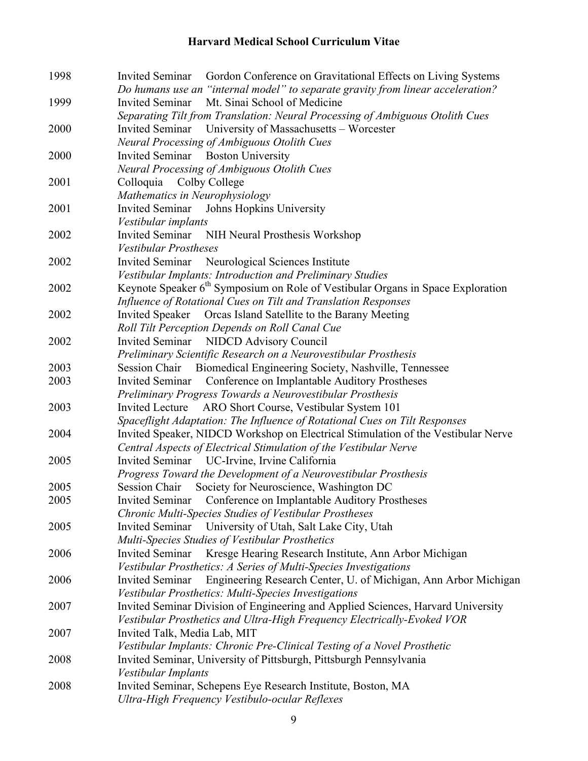| | |
|---|---|
| 1998 | Invited Seminar Gordon Conference on Gravitational Effects on Living Systems<br>*Do humans use an "internal model" to separate gravity from linear acceleration?* |
| 1999 | Invited Seminar Mt. Sinai School of Medicine<br>*Separating Tilt from Translation: Neural Processing of Ambiguous Otolith Cues* |
| 2000 | Invited Seminar University of Massachusetts – Worcester<br>*Neural Processing of Ambiguous Otolith Cues* |
| 2000 | Invited Seminar Boston University<br>*Neural Processing of Ambiguous Otolith Cues* |
| 2001 | Colloquia Colby College<br>*Mathematics in Neurophysiology* |
| 2001 | Invited Seminar Johns Hopkins University<br>*Vestibular implants* |
| 2002 | Invited Seminar NIH Neural Prosthesis Workshop<br>*Vestibular Prostheses* |
| 2002 | Invited Seminar Neurological Sciences Institute<br>*Vestibular Implants: Introduction and Preliminary Studies* |
| 2002 | Keynote Speaker 6th Symposium on Role of Vestibular Organs in Space Exploration<br>*Influence of Rotational Cues on Tilt and Translation Responses* |
| 2002 | Invited Speaker Orcas Island Satellite to the Barany Meeting<br>*Roll Tilt Perception Depends on Roll Canal Cue* |
| 2002 | Invited Seminar NIDCD Advisory Council<br>*Preliminary Scientific Research on a Neurovestibular Prosthesis* |
| 2003 | Session Chair Biomedical Engineering Society, Nashville, Tennessee |
| 2003 | Invited Seminar Conference on Implantable Auditory Prostheses<br>*Preliminary Progress Towards a Neurovestibular Prosthesis* |
| 2003 | Invited Lecture ARO Short Course, Vestibular System 101<br>*Spaceflight Adaptation: The Influence of Rotational Cues on Tilt Responses* |
| 2004 | Invited Speaker, NIDCD Workshop on Electrical Stimulation of the Vestibular Nerve<br>*Central Aspects of Electrical Stimulation of the Vestibular Nerve* |
| 2005 | Invited Seminar UC-Irvine, Irvine California<br>*Progress Toward the Development of a Neurovestibular Prosthesis* |
| 2005 | Session Chair Society for Neuroscience, Washington DC |
| 2005 | Invited Seminar Conference on Implantable Auditory Prostheses<br>*Chronic Multi-Species Studies of Vestibular Prostheses* |
| 2005 | Invited Seminar University of Utah, Salt Lake City, Utah<br>*Multi-Species Studies of Vestibular Prosthetics* |
| 2006 | Invited Seminar Kresge Hearing Research Institute, Ann Arbor Michigan<br>*Vestibular Prosthetics: A Series of Multi-Species Investigations* |
| 2006 | Invited Seminar Engineering Research Center, U. of Michigan, Ann Arbor Michigan<br>*Vestibular Prosthetics: Multi-Species Investigations* |
| 2007 | Invited Seminar Division of Engineering and Applied Sciences, Harvard University<br>*Vestibular Prosthetics and Ultra-High Frequency Electrically-Evoked VOR* |
| 2007 | Invited Talk, Media Lab, MIT<br>*Vestibular Implants: Chronic Pre-Clinical Testing of a Novel Prosthetic* |
| 2008 | Invited Seminar, University of Pittsburgh, Pittsburgh Pennsylvania<br>*Vestibular Implants* |
| 2008 | Invited Seminar, Schepens Eye Research Institute, Boston, MA<br>*Ultra-High Frequency Vestibulo-ocular Reflexes* |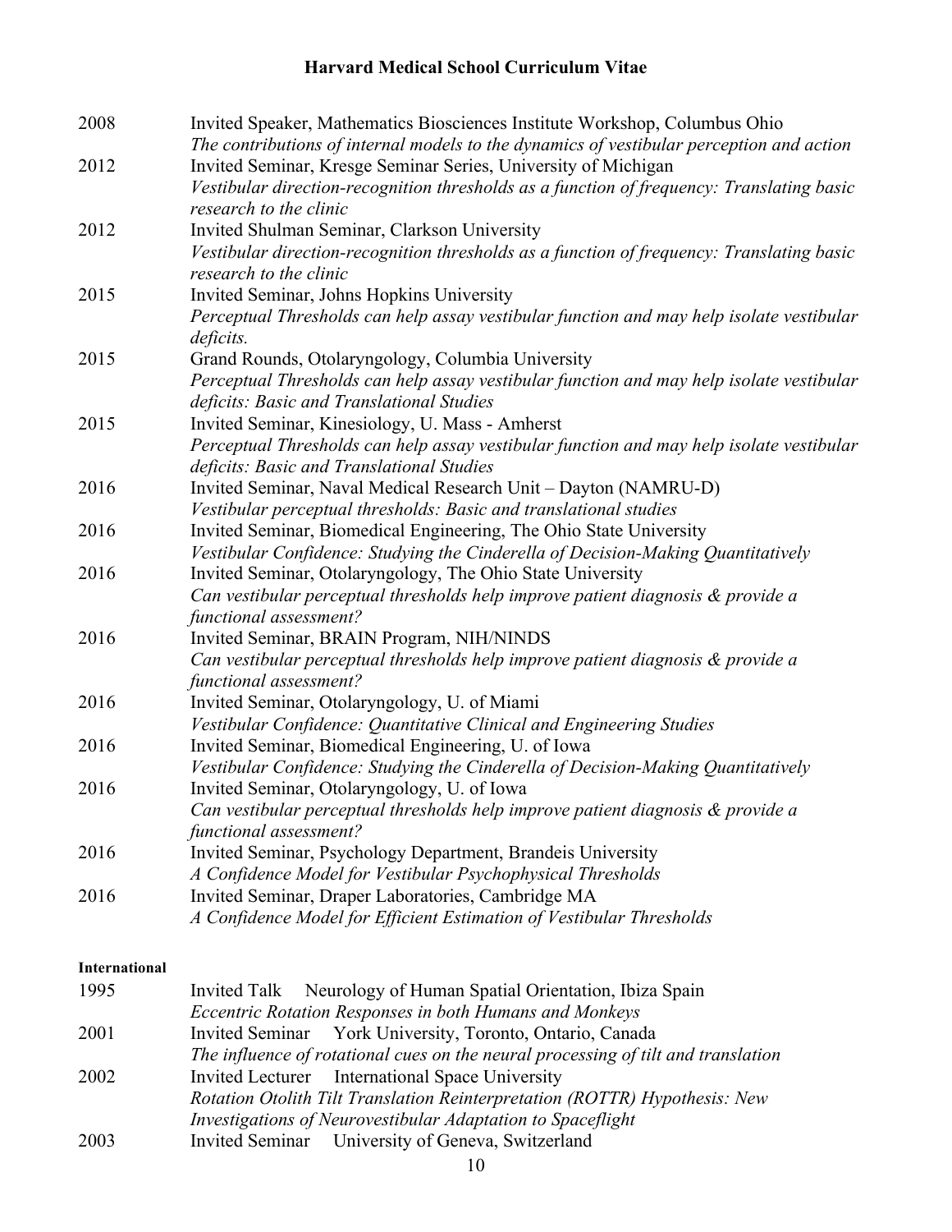| | |
|---|---|
| 2008 | Invited Speaker, Mathematics Biosciences Institute Workshop, Columbus Ohio<br>*The contributions of internal models to the dynamics of vestibular perception and action* |
| 2012 | Invited Seminar, Kresge Seminar Series, University of Michigan<br>*Vestibular direction-recognition thresholds as a function of frequency: Translating basic research to the clinic* |
| 2012 | Invited Shulman Seminar, Clarkson University<br>*Vestibular direction-recognition thresholds as a function of frequency: Translating basic research to the clinic* |
| 2015 | Invited Seminar, Johns Hopkins University<br>*Perceptual Thresholds can help assay vestibular function and may help isolate vestibular deficits.* |
| 2015 | Grand Rounds, Otolaryngology, Columbia University<br>*Perceptual Thresholds can help assay vestibular function and may help isolate vestibular deficits: Basic and Translational Studies* |
| 2015 | Invited Seminar, Kinesiology, U. Mass - Amherst<br>*Perceptual Thresholds can help assay vestibular function and may help isolate vestibular deficits: Basic and Translational Studies* |
| 2016 | Invited Seminar, Naval Medical Research Unit – Dayton (NAMRU-D)<br>*Vestibular perceptual thresholds: Basic and translational studies* |
| 2016 | Invited Seminar, Biomedical Engineering, The Ohio State University<br>*Vestibular Confidence: Studying the Cinderella of Decision-Making Quantitatively* |
| 2016 | Invited Seminar, Otolaryngology, The Ohio State University<br>*Can vestibular perceptual thresholds help improve patient diagnosis & provide a functional assessment?* |
| 2016 | Invited Seminar, BRAIN Program, NIH/NINDS<br>*Can vestibular perceptual thresholds help improve patient diagnosis & provide a functional assessment?* |
| 2016 | Invited Seminar, Otolaryngology, U. of Miami<br>*Vestibular Confidence: Quantitative Clinical and Engineering Studies* |
| 2016 | Invited Seminar, Biomedical Engineering, U. of Iowa<br>*Vestibular Confidence: Studying the Cinderella of Decision-Making Quantitatively* |
| 2016 | Invited Seminar, Otolaryngology, U. of Iowa<br>*Can vestibular perceptual thresholds help improve patient diagnosis & provide a functional assessment?* |
| 2016 | Invited Seminar, Psychology Department, Brandeis University<br>*A Confidence Model for Vestibular Psychophysical Thresholds* |
| 2016 | Invited Seminar, Draper Laboratories, Cambridge MA<br>*A Confidence Model for Efficient Estimation of Vestibular Thresholds* |

**International**

| | |
|---|---|
| 1995 | Invited Talk Neurology of Human Spatial Orientation, Ibiza Spain<br>*Eccentric Rotation Responses in both Humans and Monkeys* |
| 2001 | Invited Seminar York University, Toronto, Ontario, Canada<br>*The influence of rotational cues on the neural processing of tilt and translation* |
| 2002 | Invited Lecturer International Space University<br>*Rotation Otolith Tilt Translation Reinterpretation (ROTTR) Hypothesis: New Investigations of Neurovestibular Adaptation to Spaceflight* |
| 2003 | Invited Seminar University of Geneva, Switzerland |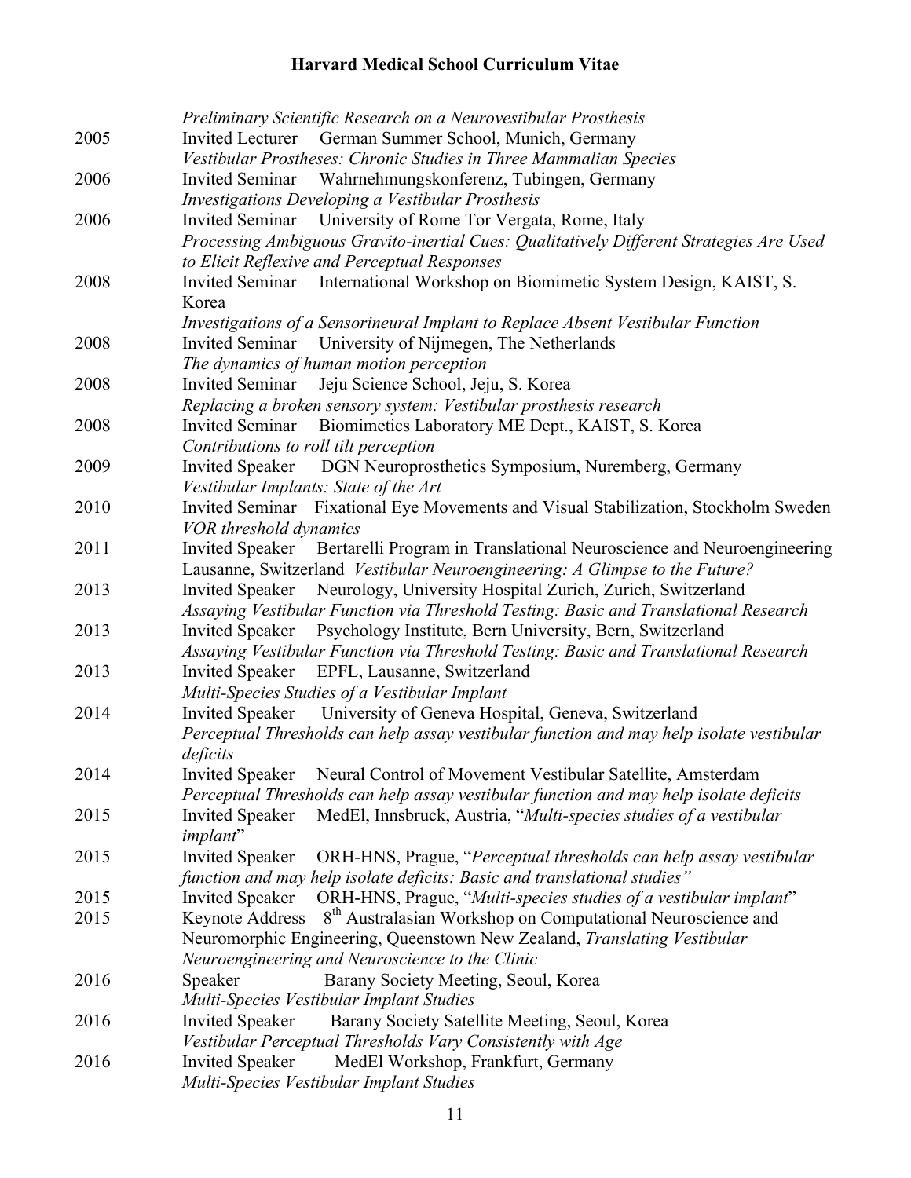| | |
|---|---|
| | *Preliminary Scientific Research on a Neurovestibular Prosthesis* |
| 2005 | Invited Lecturer German Summer School, Munich, Germany<br>*Vestibular Prostheses: Chronic Studies in Three Mammalian Species* |
| 2006 | Invited Seminar Wahrnehmungskonferenz, Tubingen, Germany<br>*Investigations Developing a Vestibular Prosthesis* |
| 2006 | Invited Seminar University of Rome Tor Vergata, Rome, Italy<br>*Processing Ambiguous Gravito-inertial Cues: Qualitatively Different Strategies Are Used to Elicit Reflexive and Perceptual Responses* |
| 2008 | Invited Seminar International Workshop on Biomimetic System Design, KAIST, S. Korea<br>*Investigations of a Sensorineural Implant to Replace Absent Vestibular Function* |
| 2008 | Invited Seminar University of Nijmegen, The Netherlands<br>*The dynamics of human motion perception* |
| 2008 | Invited Seminar Jeju Science School, Jeju, S. Korea<br>*Replacing a broken sensory system: Vestibular prosthesis research* |
| 2008 | Invited Seminar Biomimetics Laboratory ME Dept., KAIST, S. Korea<br>*Contributions to roll tilt perception* |
| 2009 | Invited Speaker DGN Neuroprosthetics Symposium, Nuremberg, Germany<br>*Vestibular Implants: State of the Art* |
| 2010 | Invited Seminar Fixational Eye Movements and Visual Stabilization, Stockholm Sweden<br>*VOR threshold dynamics* |
| 2011 | Invited Speaker Bertarelli Program in Translational Neuroscience and Neuroengineering Lausanne, Switzerland *Vestibular Neuroengineering: A Glimpse to the Future?* |
| 2013 | Invited Speaker Neurology, University Hospital Zurich, Zurich, Switzerland<br>*Assaying Vestibular Function via Threshold Testing: Basic and Translational Research* |
| 2013 | Invited Speaker Psychology Institute, Bern University, Bern, Switzerland<br>*Assaying Vestibular Function via Threshold Testing: Basic and Translational Research* |
| 2013 | Invited Speaker EPFL, Lausanne, Switzerland<br>*Multi-Species Studies of a Vestibular Implant* |
| 2014 | Invited Speaker University of Geneva Hospital, Geneva, Switzerland<br>*Perceptual Thresholds can help assay vestibular function and may help isolate vestibular deficits* |
| 2014 | Invited Speaker Neural Control of Movement Vestibular Satellite, Amsterdam<br>*Perceptual Thresholds can help assay vestibular function and may help isolate deficits* |
| 2015 | Invited Speaker MedEl, Innsbruck, Austria, "*Multi-species studies of a vestibular implant*" |
| 2015 | Invited Speaker ORH-HNS, Prague, "*Perceptual thresholds can help assay vestibular function and may help isolate deficits: Basic and translational studies"* |
| 2015 | Invited Speaker ORH-HNS, Prague, "*Multi-species studies of a vestibular implant*" |
| 2015 | Keynote Address 8th Australasian Workshop on Computational Neuroscience and Neuromorphic Engineering, Queenstown New Zealand, *Translating Vestibular Neuroengineering and Neuroscience to the Clinic* |
| 2016 | Speaker Barany Society Meeting, Seoul, Korea<br>*Multi-Species Vestibular Implant Studies* |
| 2016 | Invited Speaker Barany Society Satellite Meeting, Seoul, Korea<br>*Vestibular Perceptual Thresholds Vary Consistently with Age* |
| 2016 | Invited Speaker MedEl Workshop, Frankfurt, Germany<br>*Multi-Species Vestibular Implant Studies* |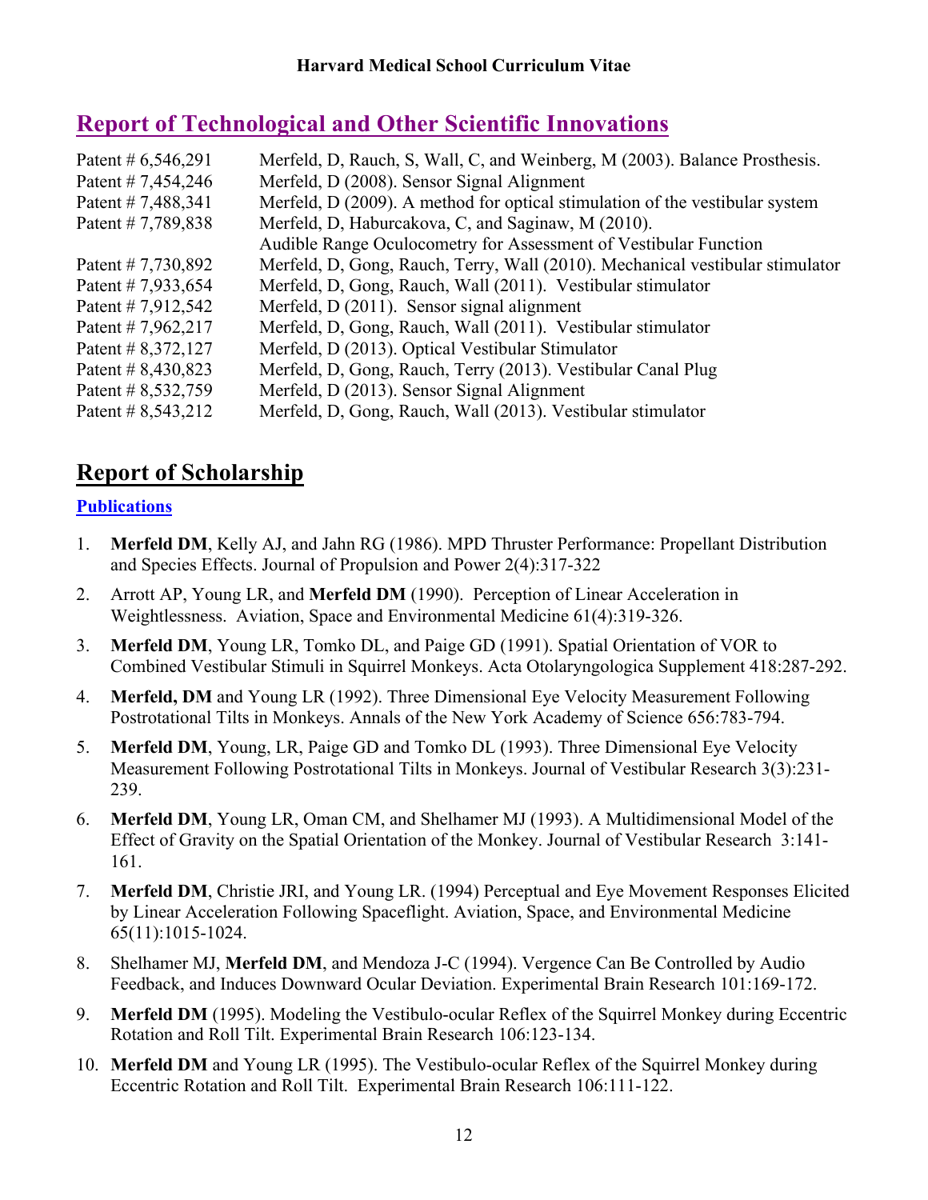## Report of Technological and Other Scientific Innovations

| | |
|---|---|
| Patent # 6,546,291 | Merfeld, D, Rauch, S, Wall, C, and Weinberg, M (2003). Balance Prosthesis. |
| Patent # 7,454,246 | Merfeld, D (2008). Sensor Signal Alignment |
| Patent # 7,488,341 | Merfeld, D (2009). A method for optical stimulation of the vestibular system |
| Patent # 7,789,838 | Merfeld, D, Haburcakova, C, and Saginaw, M (2010). Audible Range Oculocometry for Assessment of Vestibular Function |
| Patent # 7,730,892 | Merfeld, D, Gong, Rauch, Terry, Wall (2010). Mechanical vestibular stimulator |
| Patent # 7,933,654 | Merfeld, D, Gong, Rauch, Wall (2011). Vestibular stimulator |
| Patent # 7,912,542 | Merfeld, D (2011). Sensor signal alignment |
| Patent # 7,962,217 | Merfeld, D, Gong, Rauch, Wall (2011). Vestibular stimulator |
| Patent # 8,372,127 | Merfeld, D (2013). Optical Vestibular Stimulator |
| Patent # 8,430,823 | Merfeld, D, Gong, Rauch, Terry (2013). Vestibular Canal Plug |
| Patent # 8,532,759 | Merfeld, D (2013). Sensor Signal Alignment |
| Patent # 8,543,212 | Merfeld, D, Gong, Rauch, Wall (2013). Vestibular stimulator |

## Report of Scholarship

### Publications

1. **Merfeld DM**, Kelly AJ, and Jahn RG (1986). MPD Thruster Performance: Propellant Distribution and Species Effects. Journal of Propulsion and Power 2(4):317-322
2. Arrott AP, Young LR, and **Merfeld DM** (1990). Perception of Linear Acceleration in Weightlessness. Aviation, Space and Environmental Medicine 61(4):319-326.
3. **Merfeld DM**, Young LR, Tomko DL, and Paige GD (1991). Spatial Orientation of VOR to Combined Vestibular Stimuli in Squirrel Monkeys. Acta Otolaryngologica Supplement 418:287-292.
4. **Merfeld, DM** and Young LR (1992). Three Dimensional Eye Velocity Measurement Following Postrotational Tilts in Monkeys. Annals of the New York Academy of Science 656:783-794.
5. **Merfeld DM**, Young, LR, Paige GD and Tomko DL (1993). Three Dimensional Eye Velocity Measurement Following Postrotational Tilts in Monkeys. Journal of Vestibular Research 3(3):231-239.
6. **Merfeld DM**, Young LR, Oman CM, and Shelhamer MJ (1993). A Multidimensional Model of the Effect of Gravity on the Spatial Orientation of the Monkey. Journal of Vestibular Research 3:141-161.
7. **Merfeld DM**, Christie JRI, and Young LR. (1994) Perceptual and Eye Movement Responses Elicited by Linear Acceleration Following Spaceflight. Aviation, Space, and Environmental Medicine 65(11):1015-1024.
8. Shelhamer MJ, **Merfeld DM**, and Mendoza J-C (1994). Vergence Can Be Controlled by Audio Feedback, and Induces Downward Ocular Deviation. Experimental Brain Research 101:169-172.
9. **Merfeld DM** (1995). Modeling the Vestibulo-ocular Reflex of the Squirrel Monkey during Eccentric Rotation and Roll Tilt. Experimental Brain Research 106:123-134.
10. **Merfeld DM** and Young LR (1995). The Vestibulo-ocular Reflex of the Squirrel Monkey during Eccentric Rotation and Roll Tilt. Experimental Brain Research 106:111-122.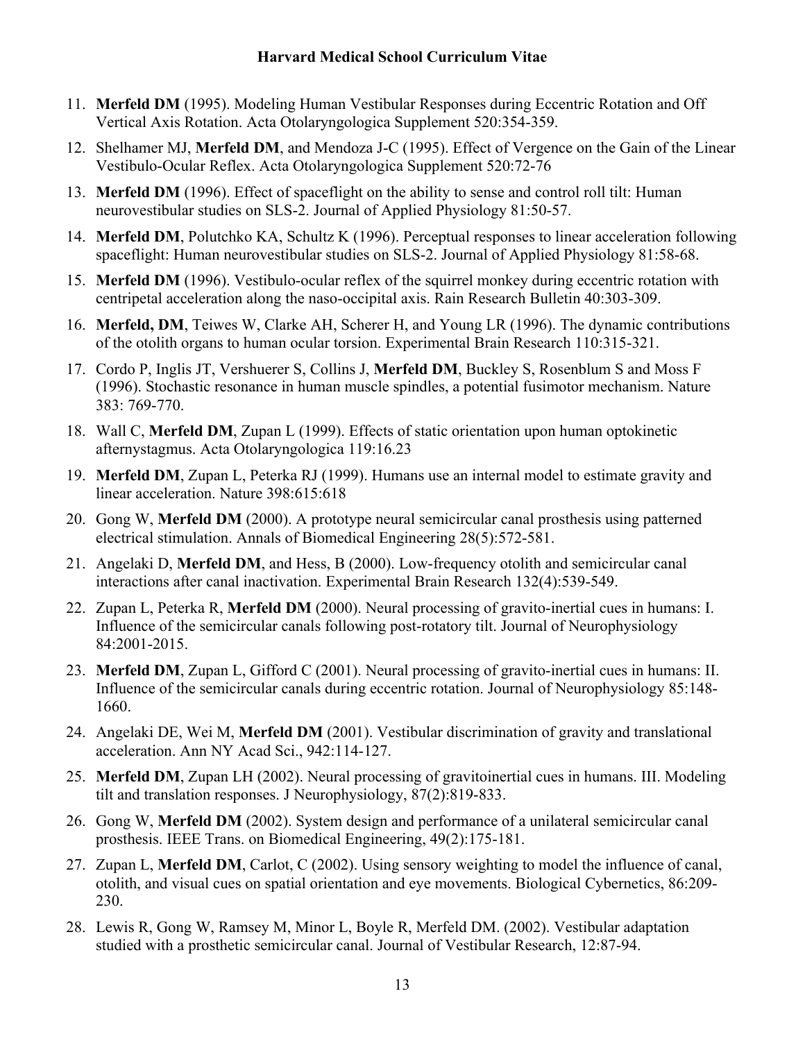11. **Merfeld DM** (1995). Modeling Human Vestibular Responses during Eccentric Rotation and Off Vertical Axis Rotation. Acta Otolaryngologica Supplement 520:354-359.
12. Shelhamer MJ, **Merfeld DM**, and Mendoza J-C (1995). Effect of Vergence on the Gain of the Linear Vestibulo-Ocular Reflex. Acta Otolaryngologica Supplement 520:72-76
13. **Merfeld DM** (1996). Effect of spaceflight on the ability to sense and control roll tilt: Human neurovestibular studies on SLS-2. Journal of Applied Physiology 81:50-57.
14. **Merfeld DM**, Polutchko KA, Schultz K (1996). Perceptual responses to linear acceleration following spaceflight: Human neurovestibular studies on SLS-2. Journal of Applied Physiology 81:58-68.
15. **Merfeld DM** (1996). Vestibulo-ocular reflex of the squirrel monkey during eccentric rotation with centripetal acceleration along the naso-occipital axis. Rain Research Bulletin 40:303-309.
16. **Merfeld, DM**, Teiwes W, Clarke AH, Scherer H, and Young LR (1996). The dynamic contributions of the otolith organs to human ocular torsion. Experimental Brain Research 110:315-321.
17. Cordo P, Inglis JT, Vershuerer S, Collins J, **Merfeld DM**, Buckley S, Rosenblum S and Moss F (1996). Stochastic resonance in human muscle spindles, a potential fusimotor mechanism. Nature 383: 769-770.
18. Wall C, **Merfeld DM**, Zupan L (1999). Effects of static orientation upon human optokinetic afternystagmus. Acta Otolaryngologica 119:16.23
19. **Merfeld DM**, Zupan L, Peterka RJ (1999). Humans use an internal model to estimate gravity and linear acceleration. Nature 398:615:618
20. Gong W, **Merfeld DM** (2000). A prototype neural semicircular canal prosthesis using patterned electrical stimulation. Annals of Biomedical Engineering 28(5):572-581.
21. Angelaki D, **Merfeld DM**, and Hess, B (2000). Low-frequency otolith and semicircular canal interactions after canal inactivation. Experimental Brain Research 132(4):539-549.
22. Zupan L, Peterka R, **Merfeld DM** (2000). Neural processing of gravito-inertial cues in humans: I. Influence of the semicircular canals following post-rotatory tilt. Journal of Neurophysiology 84:2001-2015.
23. **Merfeld DM**, Zupan L, Gifford C (2001). Neural processing of gravito-inertial cues in humans: II. Influence of the semicircular canals during eccentric rotation. Journal of Neurophysiology 85:148-1660.
24. Angelaki DE, Wei M, **Merfeld DM** (2001). Vestibular discrimination of gravity and translational acceleration. Ann NY Acad Sci., 942:114-127.
25. **Merfeld DM**, Zupan LH (2002). Neural processing of gravitoinertial cues in humans. III. Modeling tilt and translation responses. J Neurophysiology, 87(2):819-833.
26. Gong W, **Merfeld DM** (2002). System design and performance of a unilateral semicircular canal prosthesis. IEEE Trans. on Biomedical Engineering, 49(2):175-181.
27. Zupan L, **Merfeld DM**, Carlot, C (2002). Using sensory weighting to model the influence of canal, otolith, and visual cues on spatial orientation and eye movements. Biological Cybernetics, 86:209-230.
28. Lewis R, Gong W, Ramsey M, Minor L, Boyle R, Merfeld DM. (2002). Vestibular adaptation studied with a prosthetic semicircular canal. Journal of Vestibular Research, 12:87-94.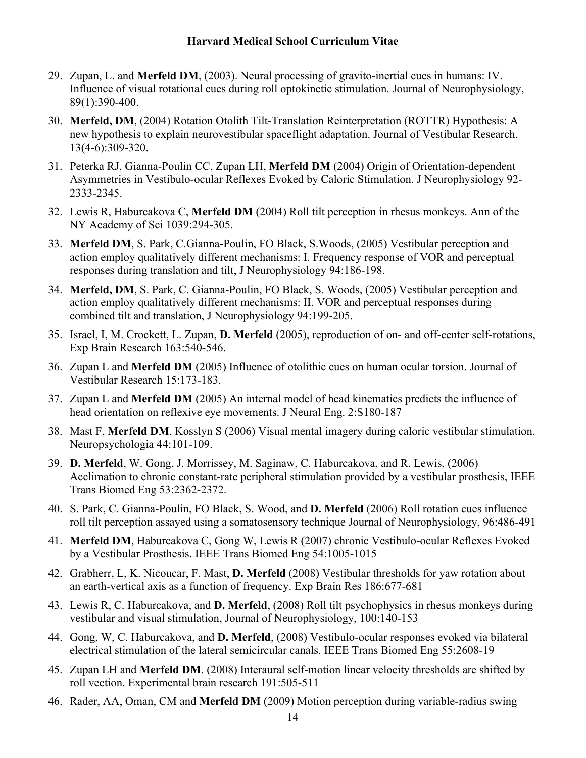29. Zupan, L. and **Merfeld DM**, (2003). Neural processing of gravito-inertial cues in humans: IV. Influence of visual rotational cues during roll optokinetic stimulation. Journal of Neurophysiology, 89(1):390-400.
30. **Merfeld, DM**, (2004) Rotation Otolith Tilt-Translation Reinterpretation (ROTTR) Hypothesis: A new hypothesis to explain neurovestibular spaceflight adaptation. Journal of Vestibular Research, 13(4-6):309-320.
31. Peterka RJ, Gianna-Poulin CC, Zupan LH, **Merfeld DM** (2004) Origin of Orientation-dependent Asymmetries in Vestibulo-ocular Reflexes Evoked by Caloric Stimulation. J Neurophysiology 92-2333-2345.
32. Lewis R, Haburcakova C, **Merfeld DM** (2004) Roll tilt perception in rhesus monkeys. Ann of the NY Academy of Sci 1039:294-305.
33. **Merfeld DM**, S. Park, C.Gianna-Poulin, FO Black, S.Woods, (2005) Vestibular perception and action employ qualitatively different mechanisms: I. Frequency response of VOR and perceptual responses during translation and tilt, J Neurophysiology 94:186-198.
34. **Merfeld, DM**, S. Park, C. Gianna-Poulin, FO Black, S. Woods, (2005) Vestibular perception and action employ qualitatively different mechanisms: II. VOR and perceptual responses during combined tilt and translation, J Neurophysiology 94:199-205.
35. Israel, I, M. Crockett, L. Zupan, **D. Merfeld** (2005), reproduction of on- and off-center self-rotations, Exp Brain Research 163:540-546.
36. Zupan L and **Merfeld DM** (2005) Influence of otolithic cues on human ocular torsion. Journal of Vestibular Research 15:173-183.
37. Zupan L and **Merfeld DM** (2005) An internal model of head kinematics predicts the influence of head orientation on reflexive eye movements. J Neural Eng. 2:S180-187
38. Mast F, **Merfeld DM**, Kosslyn S (2006) Visual mental imagery during caloric vestibular stimulation. Neuropsychologia 44:101-109.
39. **D. Merfeld**, W. Gong, J. Morrissey, M. Saginaw, C. Haburcakova, and R. Lewis, (2006) Acclimation to chronic constant-rate peripheral stimulation provided by a vestibular prosthesis, IEEE Trans Biomed Eng 53:2362-2372.
40. S. Park, C. Gianna-Poulin, FO Black, S. Wood, and **D. Merfeld** (2006) Roll rotation cues influence roll tilt perception assayed using a somatosensory technique Journal of Neurophysiology, 96:486-491
41. **Merfeld DM**, Haburcakova C, Gong W, Lewis R (2007) chronic Vestibulo-ocular Reflexes Evoked by a Vestibular Prosthesis. IEEE Trans Biomed Eng 54:1005-1015
42. Grabherr, L, K. Nicoucar, F. Mast, **D. Merfeld** (2008) Vestibular thresholds for yaw rotation about an earth-vertical axis as a function of frequency. Exp Brain Res 186:677-681
43. Lewis R, C. Haburcakova, and **D. Merfeld**, (2008) Roll tilt psychophysics in rhesus monkeys during vestibular and visual stimulation, Journal of Neurophysiology, 100:140-153
44. Gong, W, C. Haburcakova, and **D. Merfeld**, (2008) Vestibulo-ocular responses evoked via bilateral electrical stimulation of the lateral semicircular canals. IEEE Trans Biomed Eng 55:2608-19
45. Zupan LH and **Merfeld DM**. (2008) Interaural self-motion linear velocity thresholds are shifted by roll vection. Experimental brain research 191:505-511
46. Rader, AA, Oman, CM and **Merfeld DM** (2009) Motion perception during variable-radius swing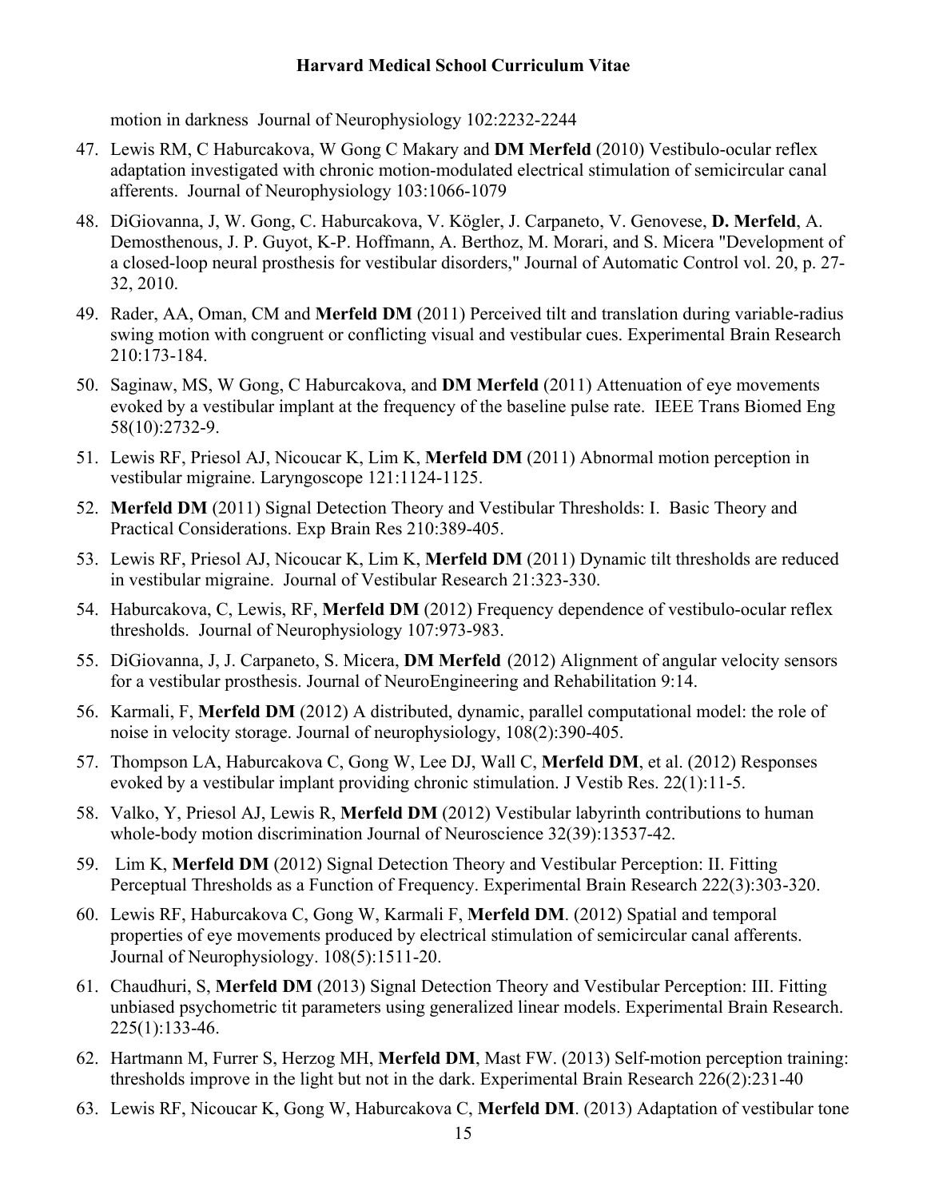motion in darkness  Journal of Neurophysiology 102:2232-2244

47. Lewis RM, C Haburcakova, W Gong C Makary and **DM Merfeld** (2010) Vestibulo-ocular reflex adaptation investigated with chronic motion-modulated electrical stimulation of semicircular canal afferents.  Journal of Neurophysiology 103:1066-1079
48. DiGiovanna, J, W. Gong, C. Haburcakova, V. Kögler, J. Carpaneto, V. Genovese, **D. Merfeld**, A. Demosthenous, J. P. Guyot, K-P. Hoffmann, A. Berthoz, M. Morari, and S. Micera "Development of a closed-loop neural prosthesis for vestibular disorders," Journal of Automatic Control vol. 20, p. 27-32, 2010.
49. Rader, AA, Oman, CM and **Merfeld DM** (2011) Perceived tilt and translation during variable-radius swing motion with congruent or conflicting visual and vestibular cues. Experimental Brain Research 210:173-184.
50. Saginaw, MS, W Gong, C Haburcakova, and **DM Merfeld** (2011) Attenuation of eye movements evoked by a vestibular implant at the frequency of the baseline pulse rate.  IEEE Trans Biomed Eng 58(10):2732-9.
51. Lewis RF, Priesol AJ, Nicoucar K, Lim K, **Merfeld DM** (2011) Abnormal motion perception in vestibular migraine. Laryngoscope 121:1124-1125.
52. **Merfeld DM** (2011) Signal Detection Theory and Vestibular Thresholds: I.  Basic Theory and Practical Considerations. Exp Brain Res 210:389-405.
53. Lewis RF, Priesol AJ, Nicoucar K, Lim K, **Merfeld DM** (2011) Dynamic tilt thresholds are reduced in vestibular migraine.  Journal of Vestibular Research 21:323-330.
54. Haburcakova, C, Lewis, RF, **Merfeld DM** (2012) Frequency dependence of vestibulo-ocular reflex thresholds.  Journal of Neurophysiology 107:973-983.
55. DiGiovanna, J, J. Carpaneto, S. Micera, **DM Merfeld** (2012) Alignment of angular velocity sensors for a vestibular prosthesis. Journal of NeuroEngineering and Rehabilitation 9:14.
56. Karmali, F, **Merfeld DM** (2012) A distributed, dynamic, parallel computational model: the role of noise in velocity storage. Journal of neurophysiology, 108(2):390-405.
57. Thompson LA, Haburcakova C, Gong W, Lee DJ, Wall C, **Merfeld DM**, et al. (2012) Responses evoked by a vestibular implant providing chronic stimulation. J Vestib Res. 22(1):11-5.
58. Valko, Y, Priesol AJ, Lewis R, **Merfeld DM** (2012) Vestibular labyrinth contributions to human whole-body motion discrimination Journal of Neuroscience 32(39):13537-42.
59. Lim K, **Merfeld DM** (2012) Signal Detection Theory and Vestibular Perception: II. Fitting Perceptual Thresholds as a Function of Frequency. Experimental Brain Research 222(3):303-320.
60. Lewis RF, Haburcakova C, Gong W, Karmali F, **Merfeld DM**. (2012) Spatial and temporal properties of eye movements produced by electrical stimulation of semicircular canal afferents. Journal of Neurophysiology. 108(5):1511-20.
61. Chaudhuri, S, **Merfeld DM** (2013) Signal Detection Theory and Vestibular Perception: III. Fitting unbiased psychometric tit parameters using generalized linear models. Experimental Brain Research. 225(1):133-46.
62. Hartmann M, Furrer S, Herzog MH, **Merfeld DM**, Mast FW. (2013) Self-motion perception training: thresholds improve in the light but not in the dark. Experimental Brain Research 226(2):231-40
63. Lewis RF, Nicoucar K, Gong W, Haburcakova C, **Merfeld DM**. (2013) Adaptation of vestibular tone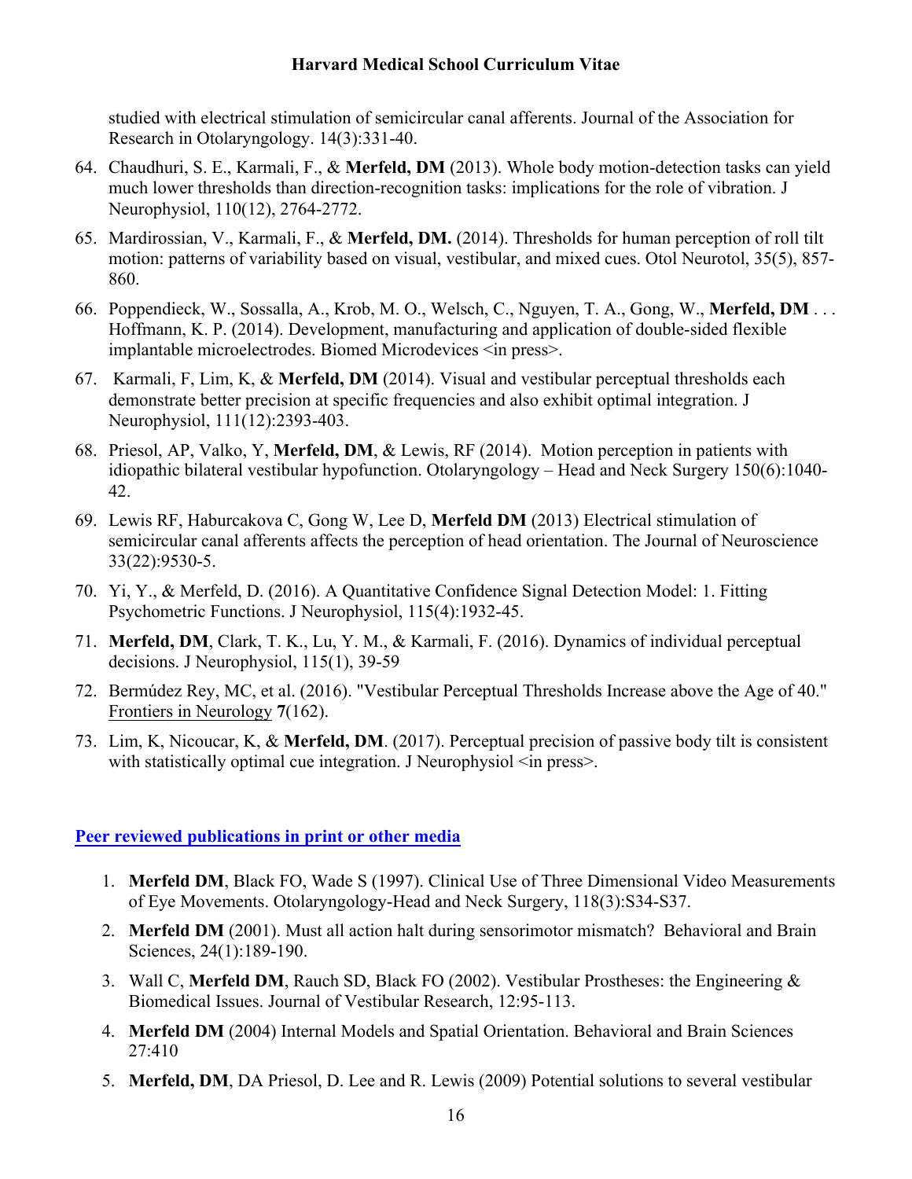studied with electrical stimulation of semicircular canal afferents. Journal of the Association for Research in Otolaryngology. 14(3):331-40.

64. Chaudhuri, S. E., Karmali, F., & **Merfeld, DM** (2013). Whole body motion-detection tasks can yield much lower thresholds than direction-recognition tasks: implications for the role of vibration. J Neurophysiol, 110(12), 2764-2772.

65. Mardirossian, V., Karmali, F., & **Merfeld, DM.** (2014). Thresholds for human perception of roll tilt motion: patterns of variability based on visual, vestibular, and mixed cues. Otol Neurotol, 35(5), 857-860.

66. Poppendieck, W., Sossalla, A., Krob, M. O., Welsch, C., Nguyen, T. A., Gong, W., **Merfeld, DM** . . . Hoffmann, K. P. (2014). Development, manufacturing and application of double-sided flexible implantable microelectrodes. Biomed Microdevices <in press>.

67. Karmali, F, Lim, K, & **Merfeld, DM** (2014). Visual and vestibular perceptual thresholds each demonstrate better precision at specific frequencies and also exhibit optimal integration. J Neurophysiol, 111(12):2393-403.

68. Priesol, AP, Valko, Y, **Merfeld, DM**, & Lewis, RF (2014). Motion perception in patients with idiopathic bilateral vestibular hypofunction. Otolaryngology – Head and Neck Surgery 150(6):1040-42.

69. Lewis RF, Haburcakova C, Gong W, Lee D, **Merfeld DM** (2013) Electrical stimulation of semicircular canal afferents affects the perception of head orientation. The Journal of Neuroscience 33(22):9530-5.

70. Yi, Y., & Merfeld, D. (2016). A Quantitative Confidence Signal Detection Model: 1. Fitting Psychometric Functions. J Neurophysiol, 115(4):1932-45.

71. **Merfeld, DM**, Clark, T. K., Lu, Y. M., & Karmali, F. (2016). Dynamics of individual perceptual decisions. J Neurophysiol, 115(1), 39-59

72. Bermúdez Rey, MC, et al. (2016). "Vestibular Perceptual Thresholds Increase above the Age of 40." Frontiers in Neurology **7**(162).

73. Lim, K, Nicoucar, K, & **Merfeld, DM**. (2017). Perceptual precision of passive body tilt is consistent with statistically optimal cue integration. J Neurophysiol <in press>.

## Peer reviewed publications in print or other media

1. **Merfeld DM**, Black FO, Wade S (1997). Clinical Use of Three Dimensional Video Measurements of Eye Movements. Otolaryngology-Head and Neck Surgery, 118(3):S34-S37.

2. **Merfeld DM** (2001). Must all action halt during sensorimotor mismatch? Behavioral and Brain Sciences, 24(1):189-190.

3. Wall C, **Merfeld DM**, Rauch SD, Black FO (2002). Vestibular Prostheses: the Engineering & Biomedical Issues. Journal of Vestibular Research, 12:95-113.

4. **Merfeld DM** (2004) Internal Models and Spatial Orientation. Behavioral and Brain Sciences 27:410

5. **Merfeld, DM**, DA Priesol, D. Lee and R. Lewis (2009) Potential solutions to several vestibular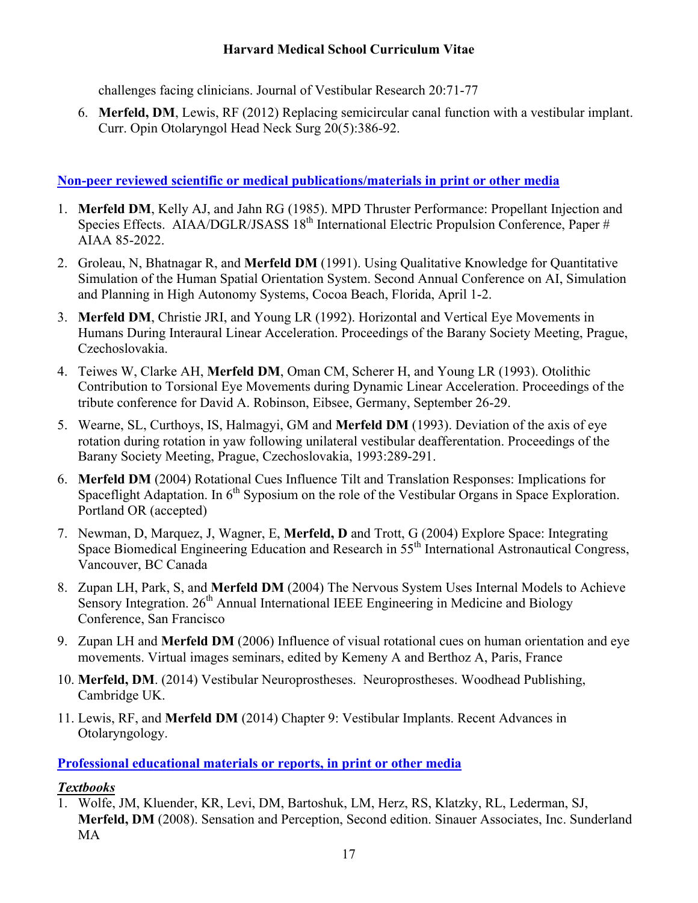challenges facing clinicians. Journal of Vestibular Research 20:71-77

6. **Merfeld, DM**, Lewis, RF (2012) Replacing semicircular canal function with a vestibular implant. Curr. Opin Otolaryngol Head Neck Surg 20(5):386-92.

## Non-peer reviewed scientific or medical publications/materials in print or other media

1. **Merfeld DM**, Kelly AJ, and Jahn RG (1985). MPD Thruster Performance: Propellant Injection and Species Effects. AIAA/DGLR/JSASS 18th International Electric Propulsion Conference, Paper # AIAA 85-2022.
2. Groleau, N, Bhatnagar R, and **Merfeld DM** (1991). Using Qualitative Knowledge for Quantitative Simulation of the Human Spatial Orientation System. Second Annual Conference on AI, Simulation and Planning in High Autonomy Systems, Cocoa Beach, Florida, April 1-2.
3. **Merfeld DM**, Christie JRI, and Young LR (1992). Horizontal and Vertical Eye Movements in Humans During Interaural Linear Acceleration. Proceedings of the Barany Society Meeting, Prague, Czechoslovakia.
4. Teiwes W, Clarke AH, **Merfeld DM**, Oman CM, Scherer H, and Young LR (1993). Otolithic Contribution to Torsional Eye Movements during Dynamic Linear Acceleration. Proceedings of the tribute conference for David A. Robinson, Eibsee, Germany, September 26-29.
5. Wearne, SL, Curthoys, IS, Halmagyi, GM and **Merfeld DM** (1993). Deviation of the axis of eye rotation during rotation in yaw following unilateral vestibular deafferentation. Proceedings of the Barany Society Meeting, Prague, Czechoslovakia, 1993:289-291.
6. **Merfeld DM** (2004) Rotational Cues Influence Tilt and Translation Responses: Implications for Spaceflight Adaptation. In 6th Syposium on the role of the Vestibular Organs in Space Exploration. Portland OR (accepted)
7. Newman, D, Marquez, J, Wagner, E, **Merfeld, D** and Trott, G (2004) Explore Space: Integrating Space Biomedical Engineering Education and Research in 55th International Astronautical Congress, Vancouver, BC Canada
8. Zupan LH, Park, S, and **Merfeld DM** (2004) The Nervous System Uses Internal Models to Achieve Sensory Integration. 26th Annual International IEEE Engineering in Medicine and Biology Conference, San Francisco
9. Zupan LH and **Merfeld DM** (2006) Influence of visual rotational cues on human orientation and eye movements. Virtual images seminars, edited by Kemeny A and Berthoz A, Paris, France
10. **Merfeld, DM**. (2014) Vestibular Neuroprostheses. Neuroprostheses. Woodhead Publishing, Cambridge UK.
11. Lewis, RF, and **Merfeld DM** (2014) Chapter 9: Vestibular Implants. Recent Advances in Otolaryngology.

## Professional educational materials or reports, in print or other media

### *Textbooks*

1. Wolfe, JM, Kluender, KR, Levi, DM, Bartoshuk, LM, Herz, RS, Klatzky, RL, Lederman, SJ, **Merfeld, DM** (2008). Sensation and Perception, Second edition. Sinauer Associates, Inc. Sunderland MA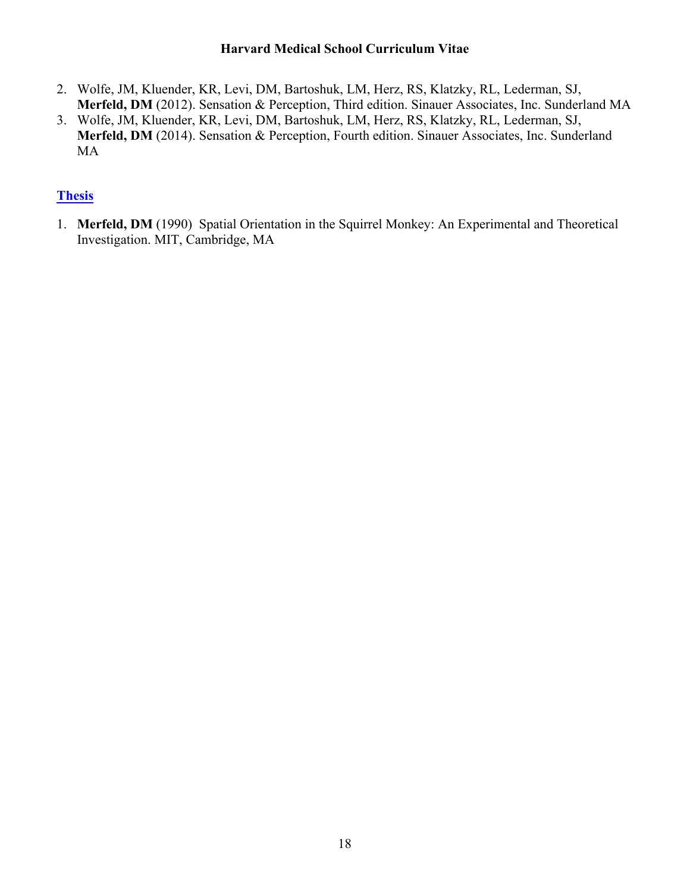2. Wolfe, JM, Kluender, KR, Levi, DM, Bartoshuk, LM, Herz, RS, Klatzky, RL, Lederman, SJ, **Merfeld, DM** (2012). Sensation & Perception, Third edition. Sinauer Associates, Inc. Sunderland MA
3. Wolfe, JM, Kluender, KR, Levi, DM, Bartoshuk, LM, Herz, RS, Klatzky, RL, Lederman, SJ, **Merfeld, DM** (2014). Sensation & Perception, Fourth edition. Sinauer Associates, Inc. Sunderland MA

## Thesis

1. **Merfeld, DM** (1990) Spatial Orientation in the Squirrel Monkey: An Experimental and Theoretical Investigation. MIT, Cambridge, MA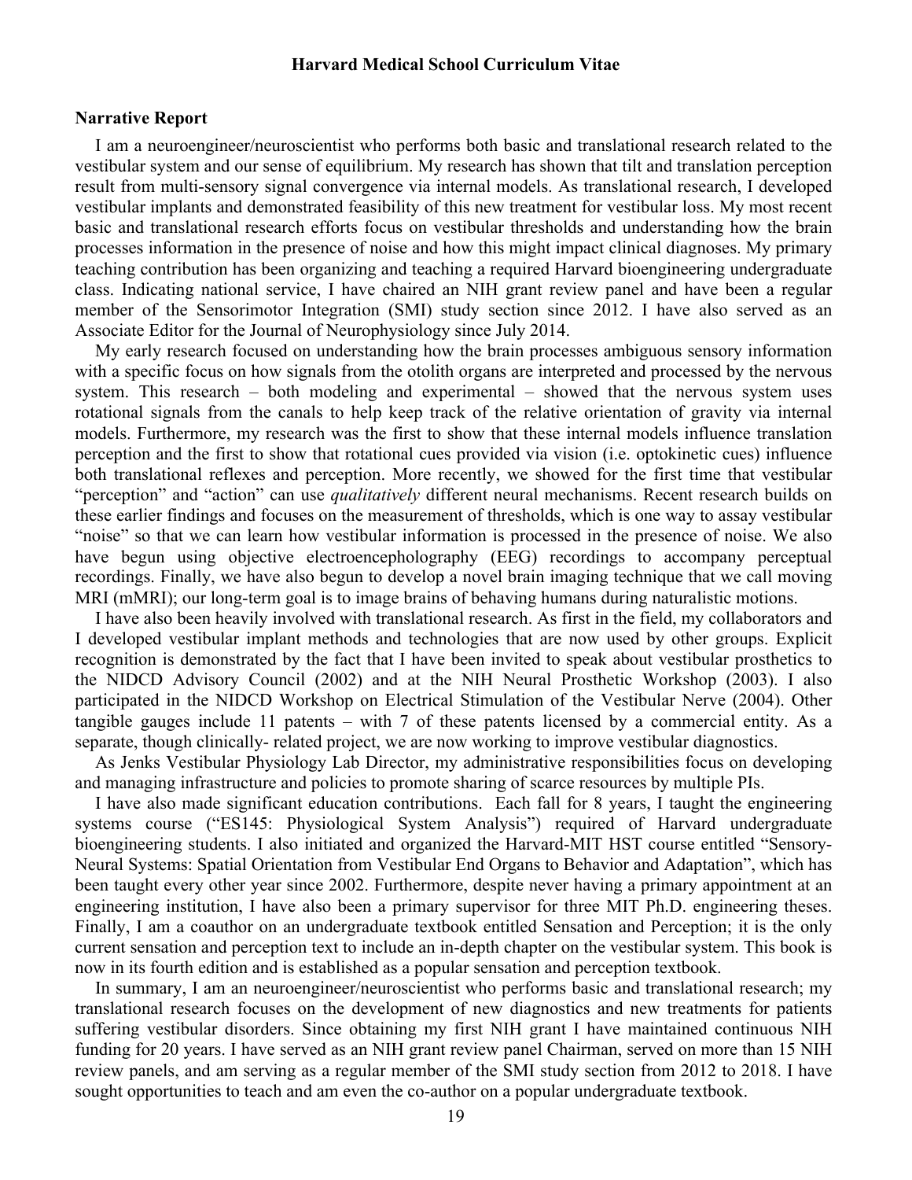# Harvard Medical School Curriculum Vitae

## Narrative Report

I am a neuroengineer/neuroscientist who performs both basic and translational research related to the vestibular system and our sense of equilibrium. My research has shown that tilt and translation perception result from multi-sensory signal convergence via internal models. As translational research, I developed vestibular implants and demonstrated feasibility of this new treatment for vestibular loss. My most recent basic and translational research efforts focus on vestibular thresholds and understanding how the brain processes information in the presence of noise and how this might impact clinical diagnoses. My primary teaching contribution has been organizing and teaching a required Harvard bioengineering undergraduate class. Indicating national service, I have chaired an NIH grant review panel and have been a regular member of the Sensorimotor Integration (SMI) study section since 2012. I have also served as an Associate Editor for the Journal of Neurophysiology since July 2014.

My early research focused on understanding how the brain processes ambiguous sensory information with a specific focus on how signals from the otolith organs are interpreted and processed by the nervous system. This research – both modeling and experimental – showed that the nervous system uses rotational signals from the canals to help keep track of the relative orientation of gravity via internal models. Furthermore, my research was the first to show that these internal models influence translation perception and the first to show that rotational cues provided via vision (i.e. optokinetic cues) influence both translational reflexes and perception. More recently, we showed for the first time that vestibular "perception" and "action" can use *qualitatively* different neural mechanisms. Recent research builds on these earlier findings and focuses on the measurement of thresholds, which is one way to assay vestibular "noise" so that we can learn how vestibular information is processed in the presence of noise. We also have begun using objective electroencephalography (EEG) recordings to accompany perceptual recordings. Finally, we have also begun to develop a novel brain imaging technique that we call moving MRI (mMRI); our long-term goal is to image brains of behaving humans during naturalistic motions.

I have also been heavily involved with translational research. As first in the field, my collaborators and I developed vestibular implant methods and technologies that are now used by other groups. Explicit recognition is demonstrated by the fact that I have been invited to speak about vestibular prosthetics to the NIDCD Advisory Council (2002) and at the NIH Neural Prosthetic Workshop (2003). I also participated in the NIDCD Workshop on Electrical Stimulation of the Vestibular Nerve (2004). Other tangible gauges include 11 patents – with 7 of these patents licensed by a commercial entity. As a separate, though clinically- related project, we are now working to improve vestibular diagnostics.

As Jenks Vestibular Physiology Lab Director, my administrative responsibilities focus on developing and managing infrastructure and policies to promote sharing of scarce resources by multiple PIs.

I have also made significant education contributions. Each fall for 8 years, I taught the engineering systems course ("ES145: Physiological System Analysis") required of Harvard undergraduate bioengineering students. I also initiated and organized the Harvard-MIT HST course entitled "Sensory-Neural Systems: Spatial Orientation from Vestibular End Organs to Behavior and Adaptation", which has been taught every other year since 2002. Furthermore, despite never having a primary appointment at an engineering institution, I have also been a primary supervisor for three MIT Ph.D. engineering theses. Finally, I am a coauthor on an undergraduate textbook entitled Sensation and Perception; it is the only current sensation and perception text to include an in-depth chapter on the vestibular system. This book is now in its fourth edition and is established as a popular sensation and perception textbook.

In summary, I am an neuroengineer/neuroscientist who performs basic and translational research; my translational research focuses on the development of new diagnostics and new treatments for patients suffering vestibular disorders. Since obtaining my first NIH grant I have maintained continuous NIH funding for 20 years. I have served as an NIH grant review panel Chairman, served on more than 15 NIH review panels, and am serving as a regular member of the SMI study section from 2012 to 2018. I have sought opportunities to teach and am even the co-author on a popular undergraduate textbook.